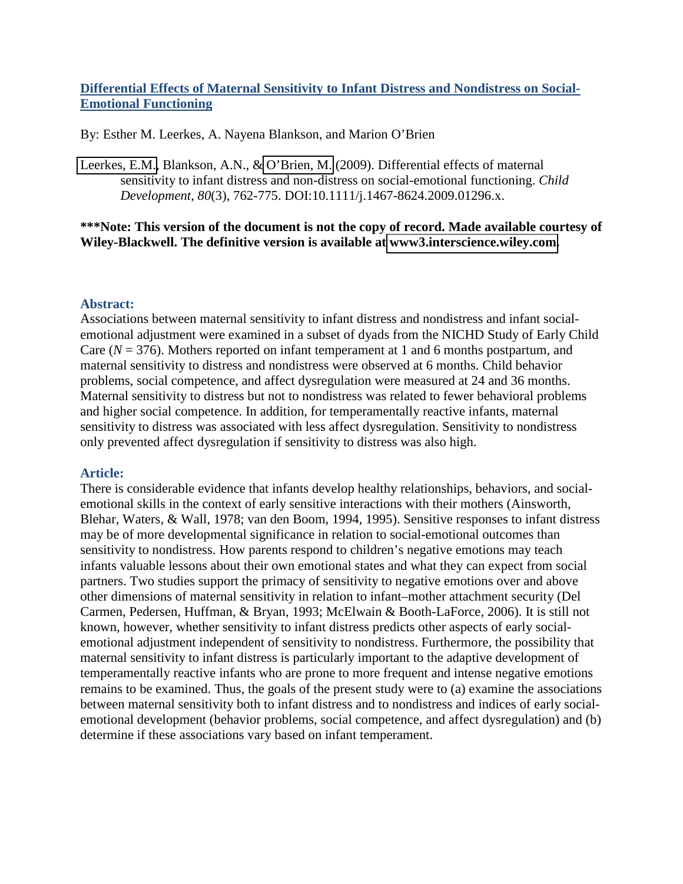# Differential Effects of Maternal Sensitivity to Infant Distress and Nondistress on Social-Emotional Functioning

By: Esther M. Leerkes, A. Nayena Blankson, and Marion O'Brien

Leerkes, E.M., Blankson, A.N., & O'Brien, M. (2009). Differential effects of maternal sensitivity to infant distress and non-distress on social-emotional functioning. *Child Development, 80*(3), 762-775. DOI:10.1111/j.1467-8624.2009.01296.x.

**\*\*\*Note: This version of the document is not the copy of record. Made available courtesy of Wiley-Blackwell. The definitive version is available at www3.interscience.wiley.com.**

## Abstract:

Associations between maternal sensitivity to infant distress and nondistress and infant social-emotional adjustment were examined in a subset of dyads from the NICHD Study of Early Child Care ($N = 376$). Mothers reported on infant temperament at 1 and 6 months postpartum, and maternal sensitivity to distress and nondistress were observed at 6 months. Child behavior problems, social competence, and affect dysregulation were measured at 24 and 36 months. Maternal sensitivity to distress but not to nondistress was related to fewer behavioral problems and higher social competence. In addition, for temperamentally reactive infants, maternal sensitivity to distress was associated with less affect dysregulation. Sensitivity to nondistress only prevented affect dysregulation if sensitivity to distress was also high.

## Article:

There is considerable evidence that infants develop healthy relationships, behaviors, and social-emotional skills in the context of early sensitive interactions with their mothers (Ainsworth, Blehar, Waters, & Wall, 1978; van den Boom, 1994, 1995). Sensitive responses to infant distress may be of more developmental significance in relation to social-emotional outcomes than sensitivity to nondistress. How parents respond to children's negative emotions may teach infants valuable lessons about their own emotional states and what they can expect from social partners. Two studies support the primacy of sensitivity to negative emotions over and above other dimensions of maternal sensitivity in relation to infant–mother attachment security (Del Carmen, Pedersen, Huffman, & Bryan, 1993; McElwain & Booth-LaForce, 2006). It is still not known, however, whether sensitivity to infant distress predicts other aspects of early social-emotional adjustment independent of sensitivity to nondistress. Furthermore, the possibility that maternal sensitivity to infant distress is particularly important to the adaptive development of temperamentally reactive infants who are prone to more frequent and intense negative emotions remains to be examined. Thus, the goals of the present study were to (a) examine the associations between maternal sensitivity both to infant distress and to nondistress and indices of early social-emotional development (behavior problems, social competence, and affect dysregulation) and (b) determine if these associations vary based on infant temperament.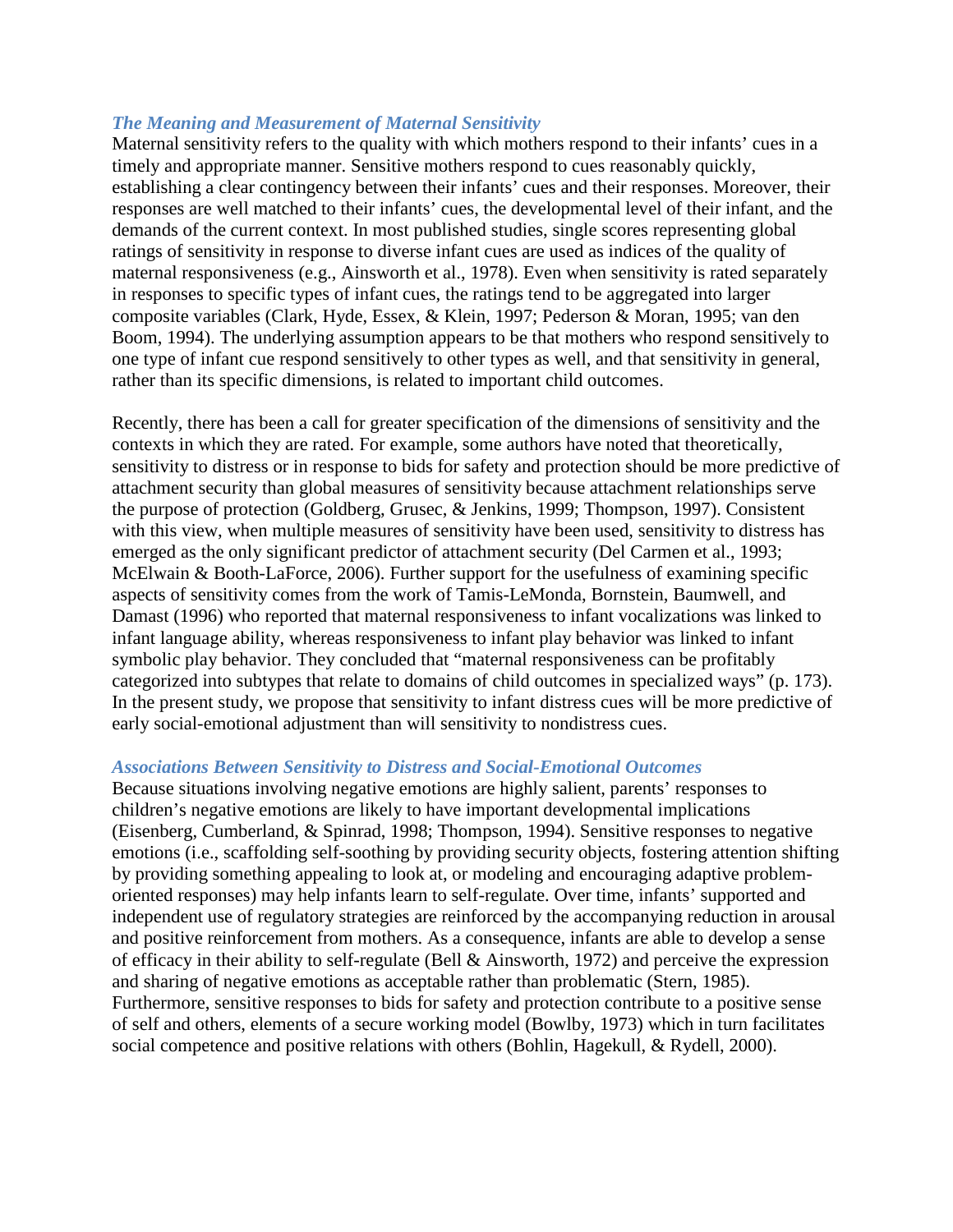### *The Meaning and Measurement of Maternal Sensitivity*

Maternal sensitivity refers to the quality with which mothers respond to their infants' cues in a timely and appropriate manner. Sensitive mothers respond to cues reasonably quickly, establishing a clear contingency between their infants' cues and their responses. Moreover, their responses are well matched to their infants' cues, the developmental level of their infant, and the demands of the current context. In most published studies, single scores representing global ratings of sensitivity in response to diverse infant cues are used as indices of the quality of maternal responsiveness (e.g., Ainsworth et al., 1978). Even when sensitivity is rated separately in responses to specific types of infant cues, the ratings tend to be aggregated into larger composite variables (Clark, Hyde, Essex, & Klein, 1997; Pederson & Moran, 1995; van den Boom, 1994). The underlying assumption appears to be that mothers who respond sensitively to one type of infant cue respond sensitively to other types as well, and that sensitivity in general, rather than its specific dimensions, is related to important child outcomes.

Recently, there has been a call for greater specification of the dimensions of sensitivity and the contexts in which they are rated. For example, some authors have noted that theoretically, sensitivity to distress or in response to bids for safety and protection should be more predictive of attachment security than global measures of sensitivity because attachment relationships serve the purpose of protection (Goldberg, Grusec, & Jenkins, 1999; Thompson, 1997). Consistent with this view, when multiple measures of sensitivity have been used, sensitivity to distress has emerged as the only significant predictor of attachment security (Del Carmen et al., 1993; McElwain & Booth-LaForce, 2006). Further support for the usefulness of examining specific aspects of sensitivity comes from the work of Tamis-LeMonda, Bornstein, Baumwell, and Damast (1996) who reported that maternal responsiveness to infant vocalizations was linked to infant language ability, whereas responsiveness to infant play behavior was linked to infant symbolic play behavior. They concluded that "maternal responsiveness can be profitably categorized into subtypes that relate to domains of child outcomes in specialized ways" (p. 173). In the present study, we propose that sensitivity to infant distress cues will be more predictive of early social-emotional adjustment than will sensitivity to nondistress cues.

### *Associations Between Sensitivity to Distress and Social-Emotional Outcomes*

Because situations involving negative emotions are highly salient, parents' responses to children's negative emotions are likely to have important developmental implications (Eisenberg, Cumberland, & Spinrad, 1998; Thompson, 1994). Sensitive responses to negative emotions (i.e., scaffolding self-soothing by providing security objects, fostering attention shifting by providing something appealing to look at, or modeling and encouraging adaptive problem-oriented responses) may help infants learn to self-regulate. Over time, infants' supported and independent use of regulatory strategies are reinforced by the accompanying reduction in arousal and positive reinforcement from mothers. As a consequence, infants are able to develop a sense of efficacy in their ability to self-regulate (Bell & Ainsworth, 1972) and perceive the expression and sharing of negative emotions as acceptable rather than problematic (Stern, 1985). Furthermore, sensitive responses to bids for safety and protection contribute to a positive sense of self and others, elements of a secure working model (Bowlby, 1973) which in turn facilitates social competence and positive relations with others (Bohlin, Hagekull, & Rydell, 2000).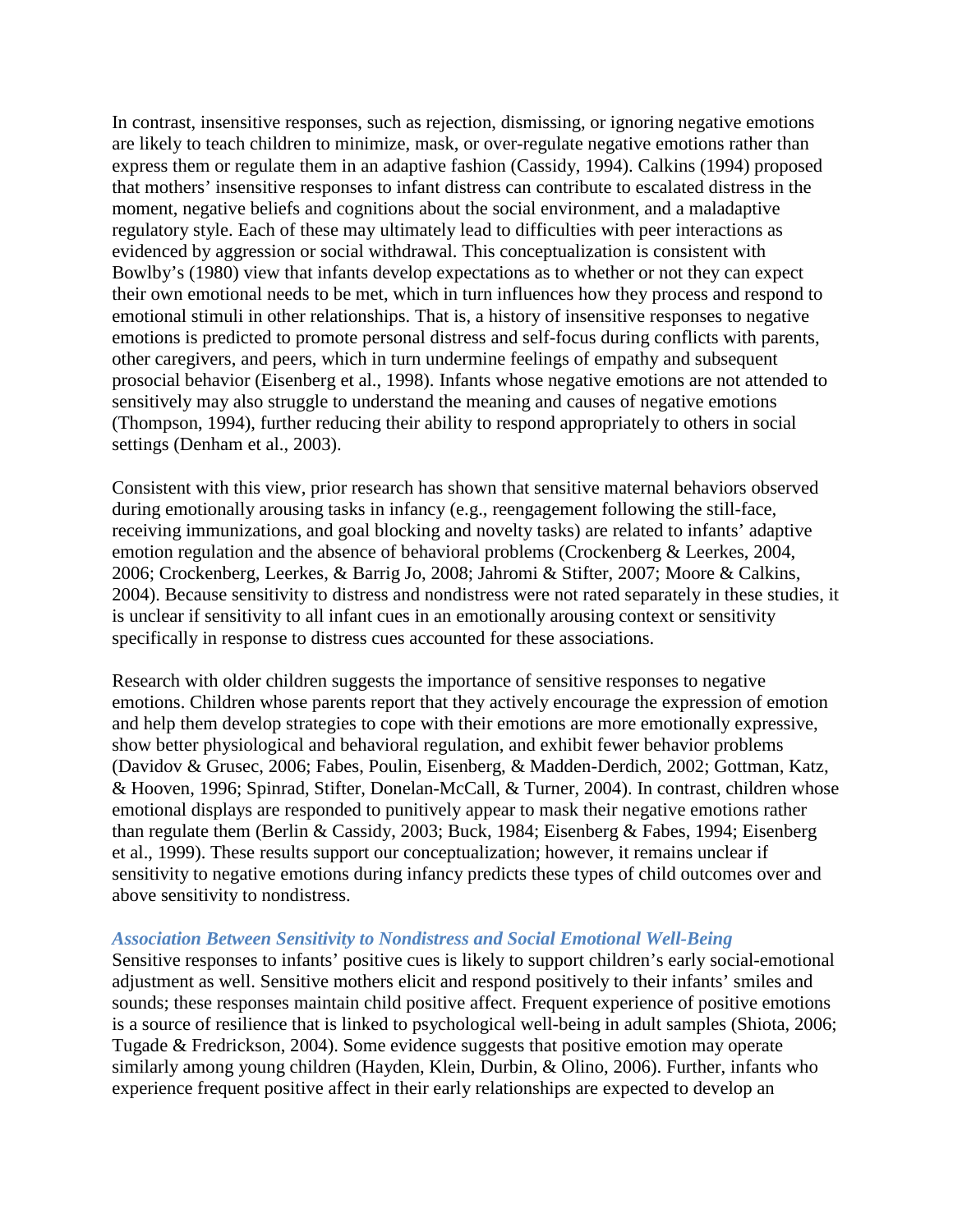In contrast, insensitive responses, such as rejection, dismissing, or ignoring negative emotions are likely to teach children to minimize, mask, or over-regulate negative emotions rather than express them or regulate them in an adaptive fashion (Cassidy, 1994). Calkins (1994) proposed that mothers' insensitive responses to infant distress can contribute to escalated distress in the moment, negative beliefs and cognitions about the social environment, and a maladaptive regulatory style. Each of these may ultimately lead to difficulties with peer interactions as evidenced by aggression or social withdrawal. This conceptualization is consistent with Bowlby's (1980) view that infants develop expectations as to whether or not they can expect their own emotional needs to be met, which in turn influences how they process and respond to emotional stimuli in other relationships. That is, a history of insensitive responses to negative emotions is predicted to promote personal distress and self-focus during conflicts with parents, other caregivers, and peers, which in turn undermine feelings of empathy and subsequent prosocial behavior (Eisenberg et al., 1998). Infants whose negative emotions are not attended to sensitively may also struggle to understand the meaning and causes of negative emotions (Thompson, 1994), further reducing their ability to respond appropriately to others in social settings (Denham et al., 2003).

Consistent with this view, prior research has shown that sensitive maternal behaviors observed during emotionally arousing tasks in infancy (e.g., reengagement following the still-face, receiving immunizations, and goal blocking and novelty tasks) are related to infants' adaptive emotion regulation and the absence of behavioral problems (Crockenberg & Leerkes, 2004, 2006; Crockenberg, Leerkes, & Barrig Jo, 2008; Jahromi & Stifter, 2007; Moore & Calkins, 2004). Because sensitivity to distress and nondistress were not rated separately in these studies, it is unclear if sensitivity to all infant cues in an emotionally arousing context or sensitivity specifically in response to distress cues accounted for these associations.

Research with older children suggests the importance of sensitive responses to negative emotions. Children whose parents report that they actively encourage the expression of emotion and help them develop strategies to cope with their emotions are more emotionally expressive, show better physiological and behavioral regulation, and exhibit fewer behavior problems (Davidov & Grusec, 2006; Fabes, Poulin, Eisenberg, & Madden-Derdich, 2002; Gottman, Katz, & Hooven, 1996; Spinrad, Stifter, Donelan-McCall, & Turner, 2004). In contrast, children whose emotional displays are responded to punitively appear to mask their negative emotions rather than regulate them (Berlin & Cassidy, 2003; Buck, 1984; Eisenberg & Fabes, 1994; Eisenberg et al., 1999). These results support our conceptualization; however, it remains unclear if sensitivity to negative emotions during infancy predicts these types of child outcomes over and above sensitivity to nondistress.

### *Association Between Sensitivity to Nondistress and Social Emotional Well-Being*

Sensitive responses to infants' positive cues is likely to support children's early social-emotional adjustment as well. Sensitive mothers elicit and respond positively to their infants' smiles and sounds; these responses maintain child positive affect. Frequent experience of positive emotions is a source of resilience that is linked to psychological well-being in adult samples (Shiota, 2006; Tugade & Fredrickson, 2004). Some evidence suggests that positive emotion may operate similarly among young children (Hayden, Klein, Durbin, & Olino, 2006). Further, infants who experience frequent positive affect in their early relationships are expected to develop an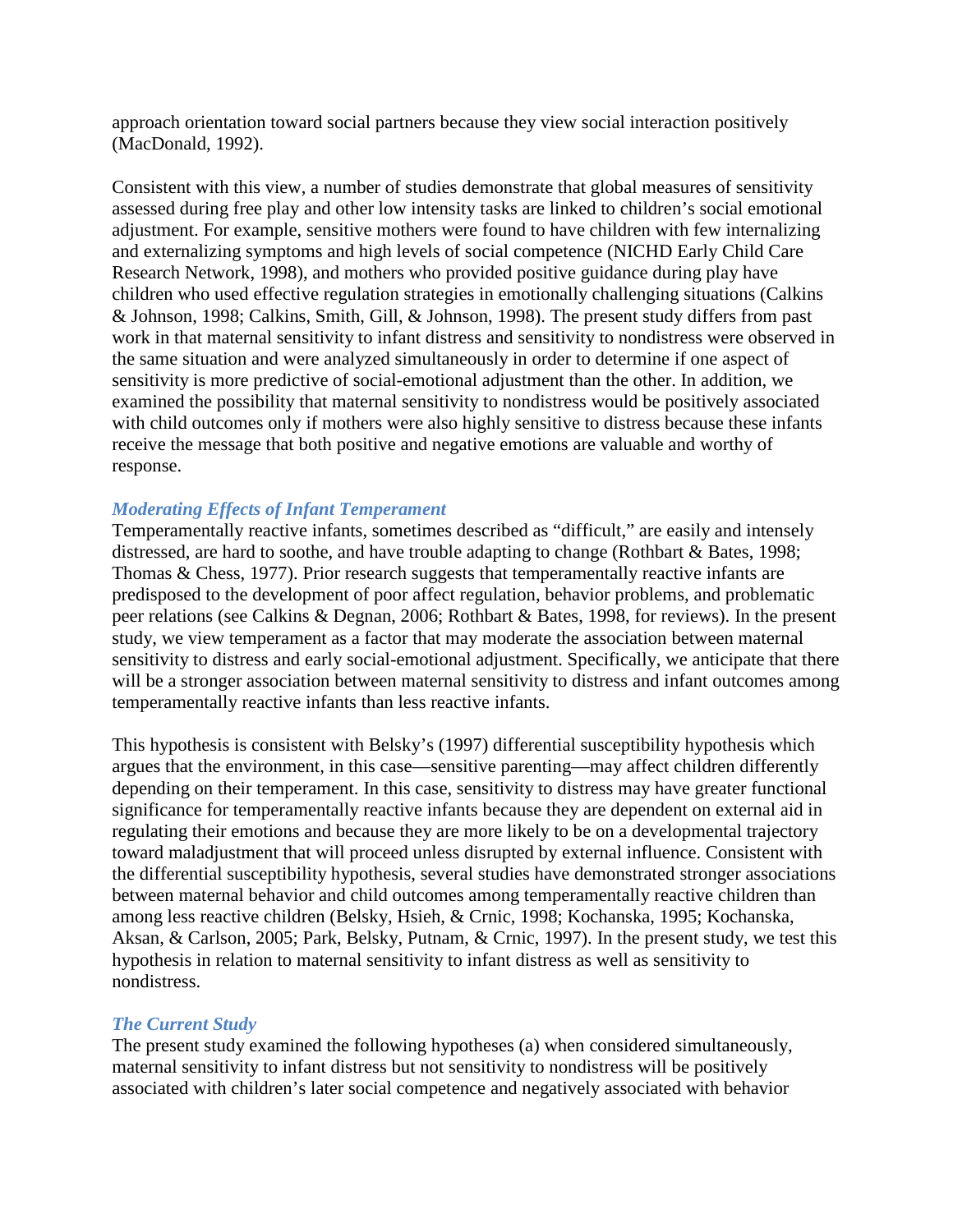approach orientation toward social partners because they view social interaction positively (MacDonald, 1992).

Consistent with this view, a number of studies demonstrate that global measures of sensitivity assessed during free play and other low intensity tasks are linked to children's social emotional adjustment. For example, sensitive mothers were found to have children with few internalizing and externalizing symptoms and high levels of social competence (NICHD Early Child Care Research Network, 1998), and mothers who provided positive guidance during play have children who used effective regulation strategies in emotionally challenging situations (Calkins & Johnson, 1998; Calkins, Smith, Gill, & Johnson, 1998). The present study differs from past work in that maternal sensitivity to infant distress and sensitivity to nondistress were observed in the same situation and were analyzed simultaneously in order to determine if one aspect of sensitivity is more predictive of social-emotional adjustment than the other. In addition, we examined the possibility that maternal sensitivity to nondistress would be positively associated with child outcomes only if mothers were also highly sensitive to distress because these infants receive the message that both positive and negative emotions are valuable and worthy of response.

### *Moderating Effects of Infant Temperament*

Temperamentally reactive infants, sometimes described as "difficult," are easily and intensely distressed, are hard to soothe, and have trouble adapting to change (Rothbart & Bates, 1998; Thomas & Chess, 1977). Prior research suggests that temperamentally reactive infants are predisposed to the development of poor affect regulation, behavior problems, and problematic peer relations (see Calkins & Degnan, 2006; Rothbart & Bates, 1998, for reviews). In the present study, we view temperament as a factor that may moderate the association between maternal sensitivity to distress and early social-emotional adjustment. Specifically, we anticipate that there will be a stronger association between maternal sensitivity to distress and infant outcomes among temperamentally reactive infants than less reactive infants.

This hypothesis is consistent with Belsky's (1997) differential susceptibility hypothesis which argues that the environment, in this case—sensitive parenting—may affect children differently depending on their temperament. In this case, sensitivity to distress may have greater functional significance for temperamentally reactive infants because they are dependent on external aid in regulating their emotions and because they are more likely to be on a developmental trajectory toward maladjustment that will proceed unless disrupted by external influence. Consistent with the differential susceptibility hypothesis, several studies have demonstrated stronger associations between maternal behavior and child outcomes among temperamentally reactive children than among less reactive children (Belsky, Hsieh, & Crnic, 1998; Kochanska, 1995; Kochanska, Aksan, & Carlson, 2005; Park, Belsky, Putnam, & Crnic, 1997). In the present study, we test this hypothesis in relation to maternal sensitivity to infant distress as well as sensitivity to nondistress.

### *The Current Study*

The present study examined the following hypotheses (a) when considered simultaneously, maternal sensitivity to infant distress but not sensitivity to nondistress will be positively associated with children's later social competence and negatively associated with behavior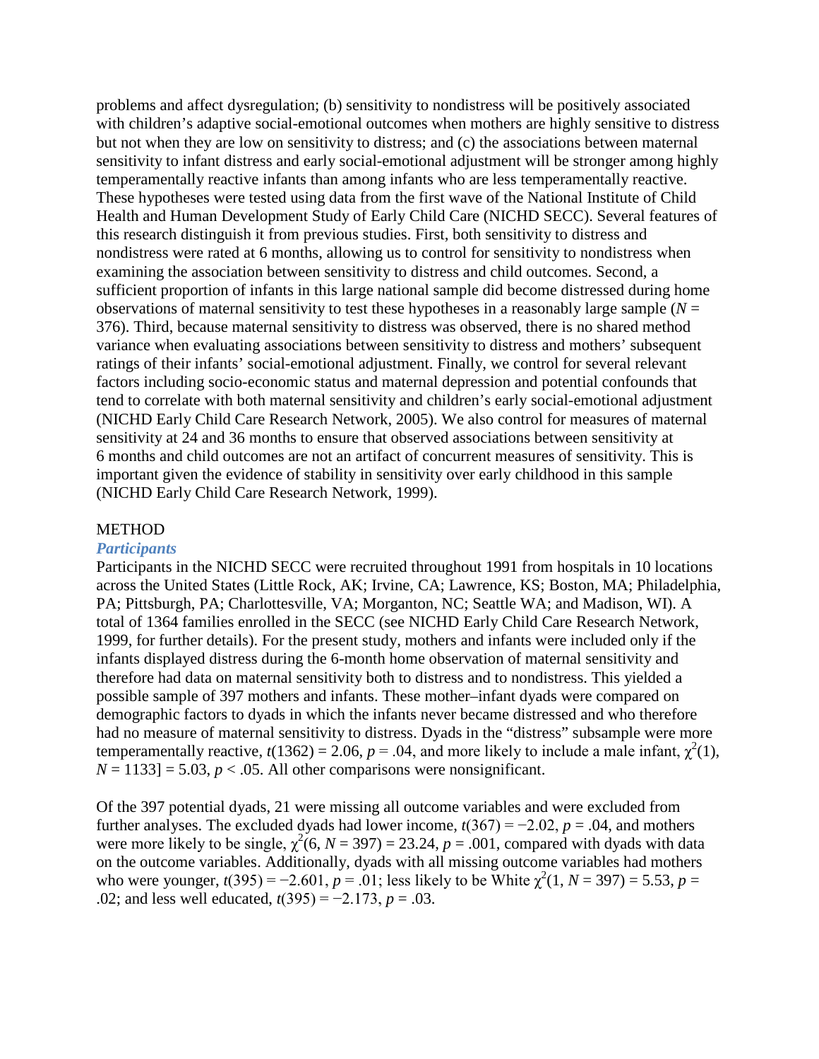problems and affect dysregulation; (b) sensitivity to nondistress will be positively associated with children's adaptive social-emotional outcomes when mothers are highly sensitive to distress but not when they are low on sensitivity to distress; and (c) the associations between maternal sensitivity to infant distress and early social-emotional adjustment will be stronger among highly temperamentally reactive infants than among infants who are less temperamentally reactive. These hypotheses were tested using data from the first wave of the National Institute of Child Health and Human Development Study of Early Child Care (NICHD SECC). Several features of this research distinguish it from previous studies. First, both sensitivity to distress and nondistress were rated at 6 months, allowing us to control for sensitivity to nondistress when examining the association between sensitivity to distress and child outcomes. Second, a sufficient proportion of infants in this large national sample did become distressed during home observations of maternal sensitivity to test these hypotheses in a reasonably large sample ($N$ = 376). Third, because maternal sensitivity to distress was observed, there is no shared method variance when evaluating associations between sensitivity to distress and mothers' subsequent ratings of their infants' social-emotional adjustment. Finally, we control for several relevant factors including socio-economic status and maternal depression and potential confounds that tend to correlate with both maternal sensitivity and children's early social-emotional adjustment (NICHD Early Child Care Research Network, 2005). We also control for measures of maternal sensitivity at 24 and 36 months to ensure that observed associations between sensitivity at 6 months and child outcomes are not an artifact of concurrent measures of sensitivity. This is important given the evidence of stability in sensitivity over early childhood in this sample (NICHD Early Child Care Research Network, 1999).

# METHOD

## *Participants*

Participants in the NICHD SECC were recruited throughout 1991 from hospitals in 10 locations across the United States (Little Rock, AK; Irvine, CA; Lawrence, KS; Boston, MA; Philadelphia, PA; Pittsburgh, PA; Charlottesville, VA; Morganton, NC; Seattle WA; and Madison, WI). A total of 1364 families enrolled in the SECC (see NICHD Early Child Care Research Network, 1999, for further details). For the present study, mothers and infants were included only if the infants displayed distress during the 6-month home observation of maternal sensitivity and therefore had data on maternal sensitivity both to distress and to nondistress. This yielded a possible sample of 397 mothers and infants. These mother–infant dyads were compared on demographic factors to dyads in which the infants never became distressed and who therefore had no measure of maternal sensitivity to distress. Dyads in the "distress" subsample were more temperamentally reactive, $t(1362) = 2.06$, $p = .04$, and more likely to include a male infant, $\chi^2(1)$, $N = 1133] = 5.03$, $p < .05$. All other comparisons were nonsignificant.

Of the 397 potential dyads, 21 were missing all outcome variables and were excluded from further analyses. The excluded dyads had lower income, $t(367) = -2.02$, $p = .04$, and mothers were more likely to be single, $\chi^2(6, N = 397) = 23.24$, $p = .001$, compared with dyads with data on the outcome variables. Additionally, dyads with all missing outcome variables had mothers who were younger, $t(395) = -2.601$, $p = .01$; less likely to be White $\chi^2(1, N = 397) = 5.53$, $p = .02$; and less well educated, $t(395) = -2.173$, $p = .03$.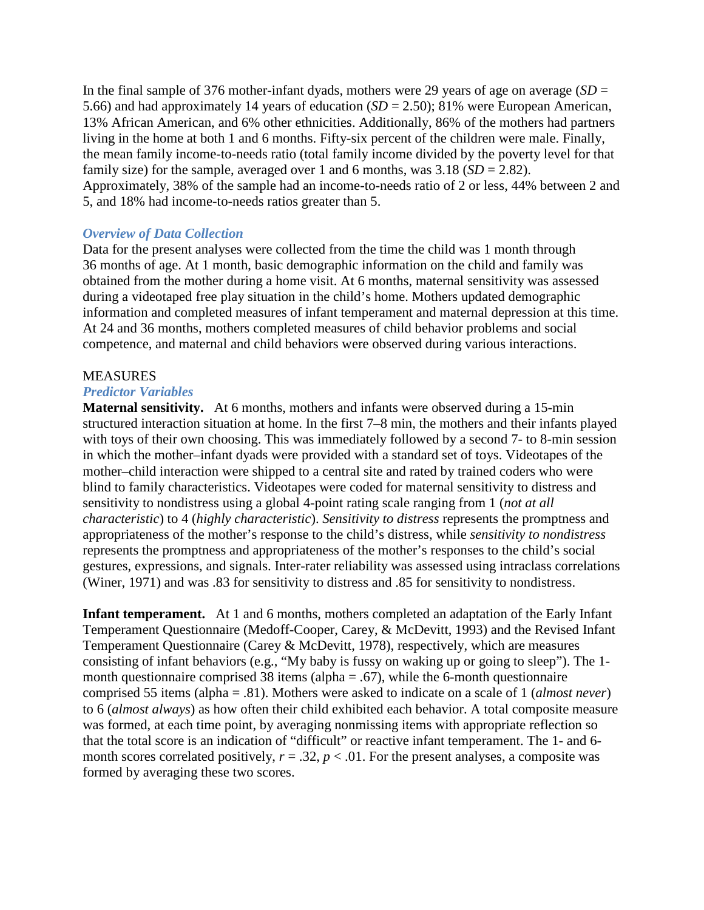In the final sample of 376 mother-infant dyads, mothers were 29 years of age on average (*SD* = 5.66) and had approximately 14 years of education (*SD* = 2.50); 81% were European American, 13% African American, and 6% other ethnicities. Additionally, 86% of the mothers had partners living in the home at both 1 and 6 months. Fifty-six percent of the children were male. Finally, the mean family income-to-needs ratio (total family income divided by the poverty level for that family size) for the sample, averaged over 1 and 6 months, was 3.18 (*SD* = 2.82). Approximately, 38% of the sample had an income-to-needs ratio of 2 or less, 44% between 2 and 5, and 18% had income-to-needs ratios greater than 5.

### *Overview of Data Collection*

Data for the present analyses were collected from the time the child was 1 month through 36 months of age. At 1 month, basic demographic information on the child and family was obtained from the mother during a home visit. At 6 months, maternal sensitivity was assessed during a videotaped free play situation in the child's home. Mothers updated demographic information and completed measures of infant temperament and maternal depression at this time. At 24 and 36 months, mothers completed measures of child behavior problems and social competence, and maternal and child behaviors were observed during various interactions.

## MEASURES

### *Predictor Variables*

**Maternal sensitivity.** At 6 months, mothers and infants were observed during a 15-min structured interaction situation at home. In the first 7–8 min, the mothers and their infants played with toys of their own choosing. This was immediately followed by a second 7- to 8-min session in which the mother–infant dyads were provided with a standard set of toys. Videotapes of the mother–child interaction were shipped to a central site and rated by trained coders who were blind to family characteristics. Videotapes were coded for maternal sensitivity to distress and sensitivity to nondistress using a global 4-point rating scale ranging from 1 (*not at all characteristic*) to 4 (*highly characteristic*). *Sensitivity to distress* represents the promptness and appropriateness of the mother's response to the child's distress, while *sensitivity to nondistress* represents the promptness and appropriateness of the mother's responses to the child's social gestures, expressions, and signals. Inter-rater reliability was assessed using intraclass correlations (Winer, 1971) and was .83 for sensitivity to distress and .85 for sensitivity to nondistress.

**Infant temperament.** At 1 and 6 months, mothers completed an adaptation of the Early Infant Temperament Questionnaire (Medoff-Cooper, Carey, & McDevitt, 1993) and the Revised Infant Temperament Questionnaire (Carey & McDevitt, 1978), respectively, which are measures consisting of infant behaviors (e.g., "My baby is fussy on waking up or going to sleep"). The 1-month questionnaire comprised 38 items (alpha = .67), while the 6-month questionnaire comprised 55 items (alpha = .81). Mothers were asked to indicate on a scale of 1 (*almost never*) to 6 (*almost always*) as how often their child exhibited each behavior. A total composite measure was formed, at each time point, by averaging nonmissing items with appropriate reflection so that the total score is an indication of "difficult" or reactive infant temperament. The 1- and 6-month scores correlated positively, $r = .32$, $p < .01$. For the present analyses, a composite was formed by averaging these two scores.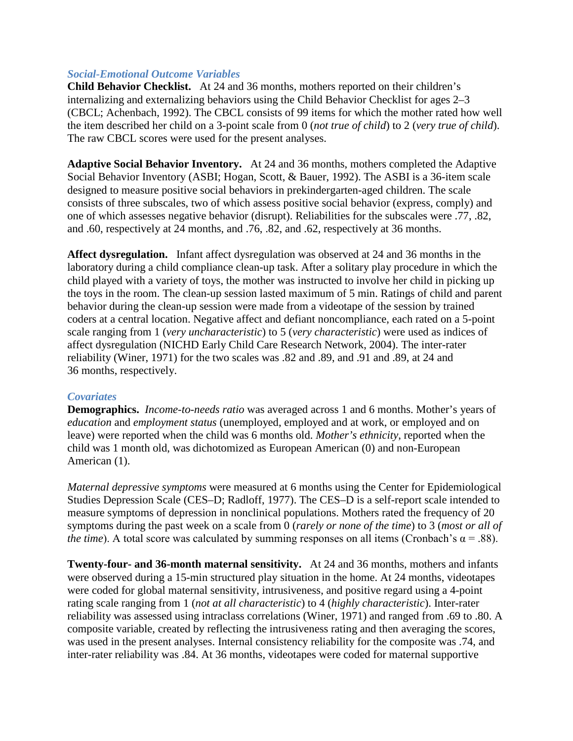### *Social-Emotional Outcome Variables*

**Child Behavior Checklist.** At 24 and 36 months, mothers reported on their children's internalizing and externalizing behaviors using the Child Behavior Checklist for ages 2–3 (CBCL; Achenbach, 1992). The CBCL consists of 99 items for which the mother rated how well the item described her child on a 3-point scale from 0 (*not true of child*) to 2 (*very true of child*). The raw CBCL scores were used for the present analyses.

**Adaptive Social Behavior Inventory.** At 24 and 36 months, mothers completed the Adaptive Social Behavior Inventory (ASBI; Hogan, Scott, & Bauer, 1992). The ASBI is a 36-item scale designed to measure positive social behaviors in prekindergarten-aged children. The scale consists of three subscales, two of which assess positive social behavior (express, comply) and one of which assesses negative behavior (disrupt). Reliabilities for the subscales were .77, .82, and .60, respectively at 24 months, and .76, .82, and .62, respectively at 36 months.

**Affect dysregulation.** Infant affect dysregulation was observed at 24 and 36 months in the laboratory during a child compliance clean-up task. After a solitary play procedure in which the child played with a variety of toys, the mother was instructed to involve her child in picking up the toys in the room. The clean-up session lasted maximum of 5 min. Ratings of child and parent behavior during the clean-up session were made from a videotape of the session by trained coders at a central location. Negative affect and defiant noncompliance, each rated on a 5-point scale ranging from 1 (*very uncharacteristic*) to 5 (*very characteristic*) were used as indices of affect dysregulation (NICHD Early Child Care Research Network, 2004). The inter-rater reliability (Winer, 1971) for the two scales was .82 and .89, and .91 and .89, at 24 and 36 months, respectively.

### *Covariates*

**Demographics.** *Income-to-needs ratio* was averaged across 1 and 6 months. Mother's years of *education* and *employment status* (unemployed, employed and at work, or employed and on leave) were reported when the child was 6 months old. *Mother's ethnicity*, reported when the child was 1 month old, was dichotomized as European American (0) and non-European American (1).

*Maternal depressive symptoms* were measured at 6 months using the Center for Epidemiological Studies Depression Scale (CES–D; Radloff, 1977). The CES–D is a self-report scale intended to measure symptoms of depression in nonclinical populations. Mothers rated the frequency of 20 symptoms during the past week on a scale from 0 (*rarely or none of the time*) to 3 (*most or all of the time*). A total score was calculated by summing responses on all items (Cronbach's $\alpha = .88$).

**Twenty-four- and 36-month maternal sensitivity.** At 24 and 36 months, mothers and infants were observed during a 15-min structured play situation in the home. At 24 months, videotapes were coded for global maternal sensitivity, intrusiveness, and positive regard using a 4-point rating scale ranging from 1 (*not at all characteristic*) to 4 (*highly characteristic*). Inter-rater reliability was assessed using intraclass correlations (Winer, 1971) and ranged from .69 to .80. A composite variable, created by reflecting the intrusiveness rating and then averaging the scores, was used in the present analyses. Internal consistency reliability for the composite was .74, and inter-rater reliability was .84. At 36 months, videotapes were coded for maternal supportive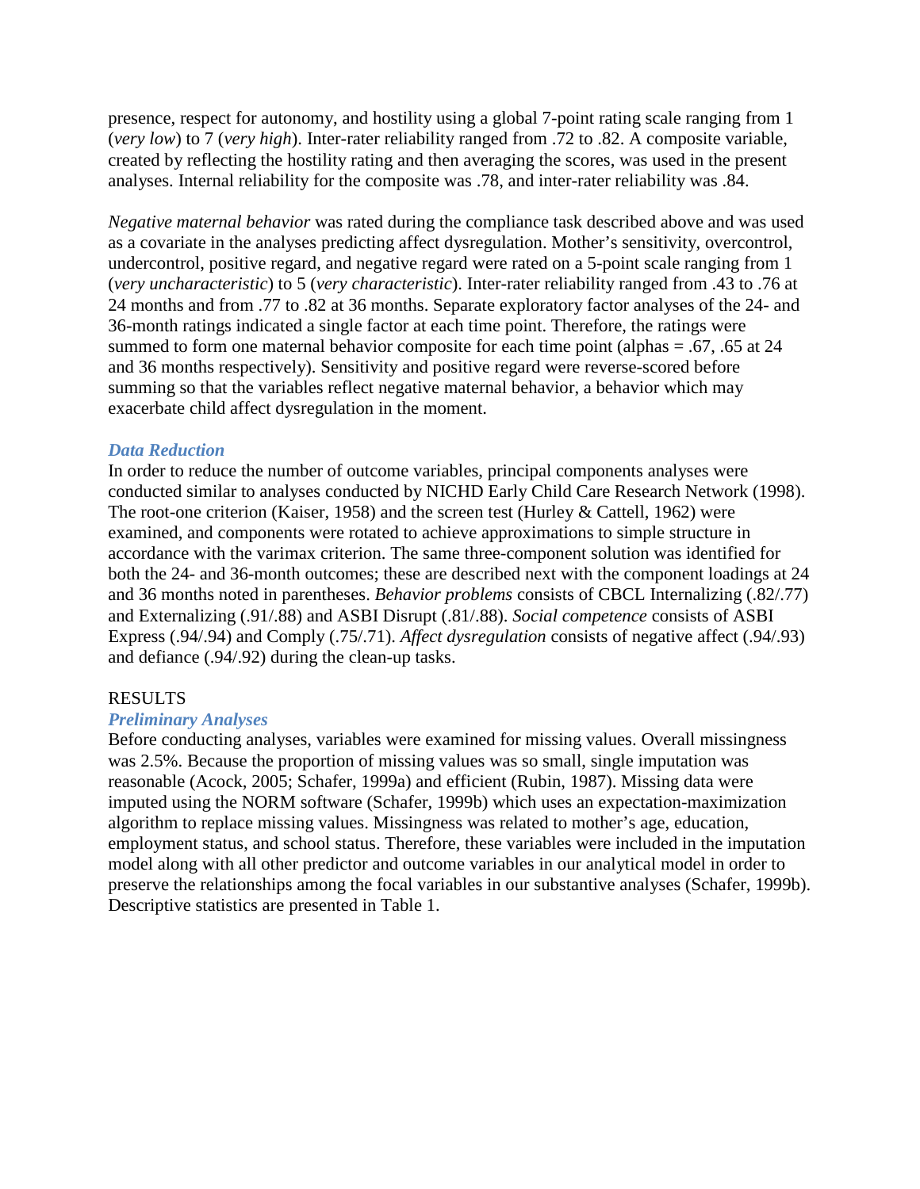presence, respect for autonomy, and hostility using a global 7-point rating scale ranging from 1 (*very low*) to 7 (*very high*). Inter-rater reliability ranged from .72 to .82. A composite variable, created by reflecting the hostility rating and then averaging the scores, was used in the present analyses. Internal reliability for the composite was .78, and inter-rater reliability was .84.

*Negative maternal behavior* was rated during the compliance task described above and was used as a covariate in the analyses predicting affect dysregulation. Mother's sensitivity, overcontrol, undercontrol, positive regard, and negative regard were rated on a 5-point scale ranging from 1 (*very uncharacteristic*) to 5 (*very characteristic*). Inter-rater reliability ranged from .43 to .76 at 24 months and from .77 to .82 at 36 months. Separate exploratory factor analyses of the 24- and 36-month ratings indicated a single factor at each time point. Therefore, the ratings were summed to form one maternal behavior composite for each time point (alphas = .67, .65 at 24 and 36 months respectively). Sensitivity and positive regard were reverse-scored before summing so that the variables reflect negative maternal behavior, a behavior which may exacerbate child affect dysregulation in the moment.

### *Data Reduction*

In order to reduce the number of outcome variables, principal components analyses were conducted similar to analyses conducted by NICHD Early Child Care Research Network (1998). The root-one criterion (Kaiser, 1958) and the screen test (Hurley & Cattell, 1962) were examined, and components were rotated to achieve approximations to simple structure in accordance with the varimax criterion. The same three-component solution was identified for both the 24- and 36-month outcomes; these are described next with the component loadings at 24 and 36 months noted in parentheses. *Behavior problems* consists of CBCL Internalizing (.82/.77) and Externalizing (.91/.88) and ASBI Disrupt (.81/.88). *Social competence* consists of ASBI Express (.94/.94) and Comply (.75/.71). *Affect dysregulation* consists of negative affect (.94/.93) and defiance (.94/.92) during the clean-up tasks.

## RESULTS

### *Preliminary Analyses*

Before conducting analyses, variables were examined for missing values. Overall missingness was 2.5%. Because the proportion of missing values was so small, single imputation was reasonable (Acock, 2005; Schafer, 1999a) and efficient (Rubin, 1987). Missing data were imputed using the NORM software (Schafer, 1999b) which uses an expectation-maximization algorithm to replace missing values. Missingness was related to mother's age, education, employment status, and school status. Therefore, these variables were included in the imputation model along with all other predictor and outcome variables in our analytical model in order to preserve the relationships among the focal variables in our substantive analyses (Schafer, 1999b). Descriptive statistics are presented in Table 1.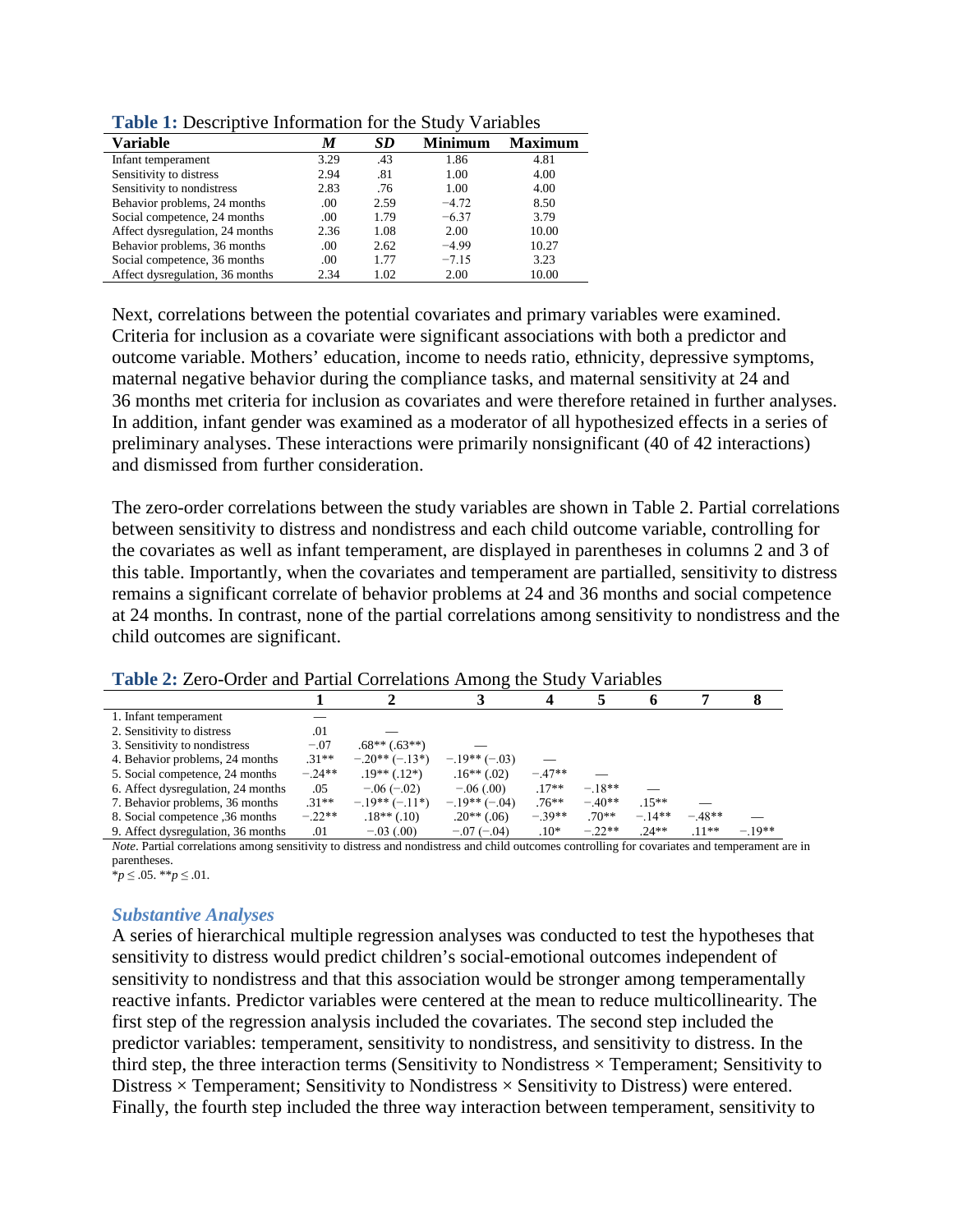**Table 1:** Descriptive Information for the Study Variables

| Variable | *M* | *SD* | Minimum | Maximum |
|---|---|---|---|---|
| Infant temperament | 3.29 | .43 | 1.86 | 4.81 |
| Sensitivity to distress | 2.94 | .81 | 1.00 | 4.00 |
| Sensitivity to nondistress | 2.83 | .76 | 1.00 | 4.00 |
| Behavior problems, 24 months | .00 | 2.59 | −4.72 | 8.50 |
| Social competence, 24 months | .00 | 1.79 | −6.37 | 3.79 |
| Affect dysregulation, 24 months | 2.36 | 1.08 | 2.00 | 10.00 |
| Behavior problems, 36 months | .00 | 2.62 | −4.99 | 10.27 |
| Social competence, 36 months | .00 | 1.77 | −7.15 | 3.23 |
| Affect dysregulation, 36 months | 2.34 | 1.02 | 2.00 | 10.00 |

Next, correlations between the potential covariates and primary variables were examined. Criteria for inclusion as a covariate were significant associations with both a predictor and outcome variable. Mothers' education, income to needs ratio, ethnicity, depressive symptoms, maternal negative behavior during the compliance tasks, and maternal sensitivity at 24 and 36 months met criteria for inclusion as covariates and were therefore retained in further analyses. In addition, infant gender was examined as a moderator of all hypothesized effects in a series of preliminary analyses. These interactions were primarily nonsignificant (40 of 42 interactions) and dismissed from further consideration.

The zero-order correlations between the study variables are shown in Table 2. Partial correlations between sensitivity to distress and nondistress and each child outcome variable, controlling for the covariates as well as infant temperament, are displayed in parentheses in columns 2 and 3 of this table. Importantly, when the covariates and temperament are partialled, sensitivity to distress remains a significant correlate of behavior problems at 24 and 36 months and social competence at 24 months. In contrast, none of the partial correlations among sensitivity to nondistress and the child outcomes are significant.

**Table 2:** Zero-Order and Partial Correlations Among the Study Variables

| | 1 | 2 | 3 | 4 | 5 | 6 | 7 | 8 |
|---|---|---|---|---|---|---|---|---|
| 1. Infant temperament | — | | | | | | | |
| 2. Sensitivity to distress | .01 | — | | | | | | |
| 3. Sensitivity to nondistress | −.07 | .68** (.63**) | — | | | | | |
| 4. Behavior problems, 24 months | .31** | −.20** (−.13*) | −.19** (−.03) | — | | | | |
| 5. Social competence, 24 months | −.24** | .19** (.12*) | .16** (.02) | −.47** | — | | | |
| 6. Affect dysregulation, 24 months | .05 | −.06 (−.02) | −.06 (.00) | .17** | −.18** | — | | |
| 7. Behavior problems, 36 months | .31** | −.19** (−.11*) | −.19** (−.04) | .76** | −.40** | .15** | — | |
| 8. Social competence ,36 months | −.22** | .18** (.10) | .20** (.06) | −.39** | .70** | −.14** | −.48** | — |
| 9. Affect dysregulation, 36 months | .01 | −.03 (.00) | −.07 (−.04) | .10* | −.22** | .24** | .11** | −.19** |

*Note*. Partial correlations among sensitivity to distress and nondistress and child outcomes controlling for covariates and temperament are in parentheses.

\* $p \leq .05$. \*\* $p \leq .01$.

### *Substantive Analyses*

A series of hierarchical multiple regression analyses was conducted to test the hypotheses that sensitivity to distress would predict children's social-emotional outcomes independent of sensitivity to nondistress and that this association would be stronger among temperamentally reactive infants. Predictor variables were centered at the mean to reduce multicollinearity. The first step of the regression analysis included the covariates. The second step included the predictor variables: temperament, sensitivity to nondistress, and sensitivity to distress. In the third step, the three interaction terms (Sensitivity to Nondistress × Temperament; Sensitivity to Distress × Temperament; Sensitivity to Nondistress × Sensitivity to Distress) were entered. Finally, the fourth step included the three way interaction between temperament, sensitivity to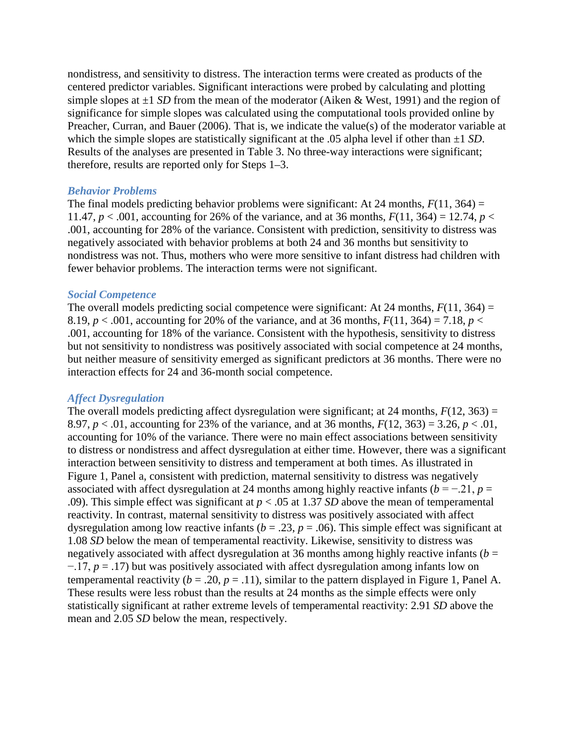nondistress, and sensitivity to distress. The interaction terms were created as products of the centered predictor variables. Significant interactions were probed by calculating and plotting simple slopes at ±1 *SD* from the mean of the moderator (Aiken & West, 1991) and the region of significance for simple slopes was calculated using the computational tools provided online by Preacher, Curran, and Bauer (2006). That is, we indicate the value(s) of the moderator variable at which the simple slopes are statistically significant at the .05 alpha level if other than ±1 *SD*. Results of the analyses are presented in Table 3. No three-way interactions were significant; therefore, results are reported only for Steps 1–3.

### *Behavior Problems*

The final models predicting behavior problems were significant: At 24 months, $F(11, 364) = 11.47$, $p < .001$, accounting for 26% of the variance, and at 36 months, $F(11, 364) = 12.74$, $p < .001$, accounting for 28% of the variance. Consistent with prediction, sensitivity to distress was negatively associated with behavior problems at both 24 and 36 months but sensitivity to nondistress was not. Thus, mothers who were more sensitive to infant distress had children with fewer behavior problems. The interaction terms were not significant.

### *Social Competence*

The overall models predicting social competence were significant: At 24 months, $F(11, 364) = 8.19$, $p < .001$, accounting for 20% of the variance, and at 36 months, $F(11, 364) = 7.18$, $p < .001$, accounting for 18% of the variance. Consistent with the hypothesis, sensitivity to distress but not sensitivity to nondistress was positively associated with social competence at 24 months, but neither measure of sensitivity emerged as significant predictors at 36 months. There were no interaction effects for 24 and 36-month social competence.

### *Affect Dysregulation*

The overall models predicting affect dysregulation were significant; at 24 months, $F(12, 363) = 8.97$, $p < .01$, accounting for 23% of the variance, and at 36 months, $F(12, 363) = 3.26$, $p < .01$, accounting for 10% of the variance. There were no main effect associations between sensitivity to distress or nondistress and affect dysregulation at either time. However, there was a significant interaction between sensitivity to distress and temperament at both times. As illustrated in Figure 1, Panel a, consistent with prediction, maternal sensitivity to distress was negatively associated with affect dysregulation at 24 months among highly reactive infants ($b = -.21$, $p = .09$). This simple effect was significant at $p < .05$ at 1.37 *SD* above the mean of temperamental reactivity. In contrast, maternal sensitivity to distress was positively associated with affect dysregulation among low reactive infants ($b = .23$, $p = .06$). This simple effect was significant at 1.08 *SD* below the mean of temperamental reactivity. Likewise, sensitivity to distress was negatively associated with affect dysregulation at 36 months among highly reactive infants ($b = -.17$, $p = .17$) but was positively associated with affect dysregulation among infants low on temperamental reactivity ($b = .20$, $p = .11$), similar to the pattern displayed in Figure 1, Panel A. These results were less robust than the results at 24 months as the simple effects were only statistically significant at rather extreme levels of temperamental reactivity: 2.91 *SD* above the mean and 2.05 *SD* below the mean, respectively.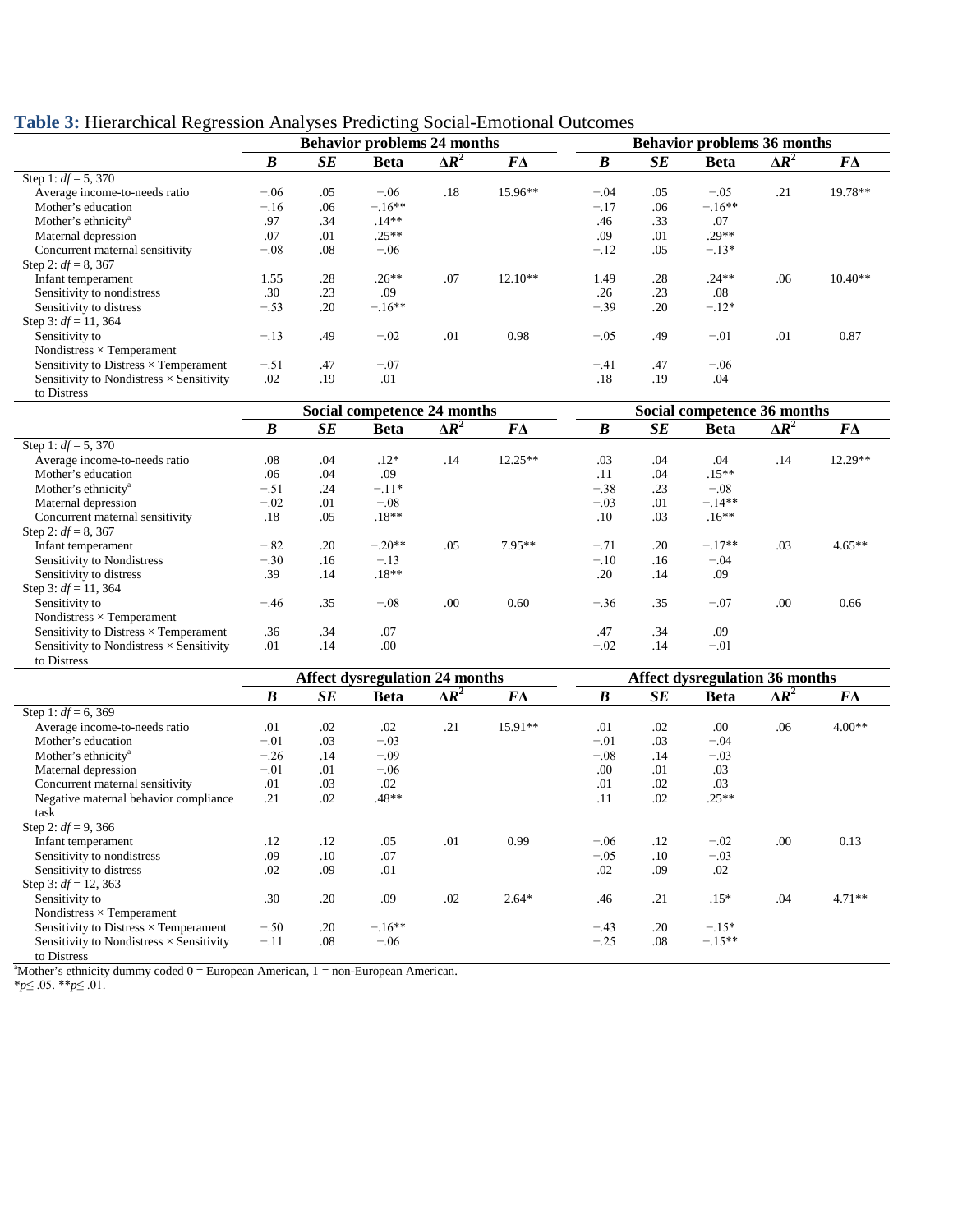**Table 3:** Hierarchical Regression Analyses Predicting Social-Emotional Outcomes

| | Behavior problems 24 months | | | | | Behavior problems 36 months | | | | |
|---|---|---|---|---|---|---|---|---|---|---|
| | ***B*** | ***SE*** | **Beta** | **Δ*R*²** | ***F*Δ** | ***B*** | ***SE*** | **Beta** | **Δ*R*²** | ***F*Δ** |
| Step 1: *df* = 5, 370 | | | | | | | | | | |
| Average income-to-needs ratio | −.06 | .05 | −.06 | .18 | 15.96** | −.04 | .05 | −.05 | .21 | 19.78** |
| Mother's education | −.16 | .06 | −.16** | | | −.17 | .06 | −.16** | | |
| Mother's ethnicity[a] | .97 | .34 | .14** | | | .46 | .33 | .07 | | |
| Maternal depression | .07 | .01 | .25** | | | .09 | .01 | .29** | | |
| Concurrent maternal sensitivity | −.08 | .08 | −.06 | | | −.12 | .05 | −.13* | | |
| Step 2: *df* = 8, 367 | | | | | | | | | | |
| Infant temperament | 1.55 | .28 | .26** | .07 | 12.10** | 1.49 | .28 | .24** | .06 | 10.40** |
| Sensitivity to nondistress | .30 | .23 | .09 | | | .26 | .23 | .08 | | |
| Sensitivity to distress | −.53 | .20 | −.16** | | | −.39 | .20 | −.12* | | |
| Step 3: *df* = 11, 364 | | | | | | | | | | |
| Sensitivity to Nondistress × Temperament | −.13 | .49 | −.02 | .01 | 0.98 | −.05 | .49 | −.01 | .01 | 0.87 |
| Sensitivity to Distress × Temperament | −.51 | .47 | −.07 | | | −.41 | .47 | −.06 | | |
| Sensitivity to Nondistress × Sensitivity to Distress | .02 | .19 | .01 | | | .18 | .19 | .04 | | |
| | **Social competence 24 months** | | | | | **Social competence 36 months** | | | | |
| | ***B*** | ***SE*** | **Beta** | **Δ*R*²** | ***F*Δ** | ***B*** | ***SE*** | **Beta** | **Δ*R*²** | ***F*Δ** |
| Step 1: *df* = 5, 370 | | | | | | | | | | |
| Average income-to-needs ratio | .08 | .04 | .12* | .14 | 12.25** | .03 | .04 | .04 | .14 | 12.29** |
| Mother's education | .06 | .04 | .09 | | | .11 | .04 | .15** | | |
| Mother's ethnicity[a] | −.51 | .24 | −.11* | | | −.38 | .23 | −.08 | | |
| Maternal depression | −.02 | .01 | −.08 | | | −.03 | .01 | −.14** | | |
| Concurrent maternal sensitivity | .18 | .05 | .18** | | | .10 | .03 | .16** | | |
| Step 2: *df* = 8, 367 | | | | | | | | | | |
| Infant temperament | −.82 | .20 | −.20** | .05 | 7.95** | −.71 | .20 | −.17** | .03 | 4.65** |
| Sensitivity to Nondistress | −.30 | .16 | −.13 | | | −.10 | .16 | −.04 | | |
| Sensitivity to distress | .39 | .14 | .18** | | | .20 | .14 | .09 | | |
| Step 3: *df* = 11, 364 | | | | | | | | | | |
| Sensitivity to Nondistress × Temperament | −.46 | .35 | −.08 | .00 | 0.60 | −.36 | .35 | −.07 | .00 | 0.66 |
| Sensitivity to Distress × Temperament | .36 | .34 | .07 | | | .47 | .34 | .09 | | |
| Sensitivity to Nondistress × Sensitivity to Distress | .01 | .14 | .00 | | | −.02 | .14 | −.01 | | |
| | **Affect dysregulation 24 months** | | | | | **Affect dysregulation 36 months** | | | | |
| | ***B*** | ***SE*** | **Beta** | **Δ*R*²** | ***F*Δ** | ***B*** | ***SE*** | **Beta** | **Δ*R*²** | ***F*Δ** |
| Step 1: *df* = 6, 369 | | | | | | | | | | |
| Average income-to-needs ratio | .01 | .02 | .02 | .21 | 15.91** | .01 | .02 | .00 | .06 | 4.00** |
| Mother's education | −.01 | .03 | −.03 | | | −.01 | .03 | −.04 | | |
| Mother's ethnicity[a] | −.26 | .14 | −.09 | | | −.08 | .14 | −.03 | | |
| Maternal depression | −.01 | .01 | −.06 | | | .00 | .01 | .03 | | |
| Concurrent maternal sensitivity | .01 | .03 | .02 | | | .01 | .02 | .03 | | |
| Negative maternal behavior compliance task | .21 | .02 | .48** | | | .11 | .02 | .25** | | |
| Step 2: *df* = 9, 366 | | | | | | | | | | |
| Infant temperament | .12 | .12 | .05 | .01 | 0.99 | −.06 | .12 | −.02 | .00 | 0.13 |
| Sensitivity to nondistress | .09 | .10 | .07 | | | −.05 | .10 | −.03 | | |
| Sensitivity to distress | .02 | .09 | .01 | | | .02 | .09 | .02 | | |
| Step 3: *df* = 12, 363 | | | | | | | | | | |
| Sensitivity to Nondistress × Temperament | .30 | .20 | .09 | .02 | 2.64* | .46 | .21 | .15* | .04 | 4.71** |
| Sensitivity to Distress × Temperament | −.50 | .20 | −.16** | | | −.43 | .20 | −.15* | | |
| Sensitivity to Nondistress × Sensitivity to Distress | −.11 | .08 | −.06 | | | −.25 | .08 | −.15** | | |

[a]Mother's ethnicity dummy coded 0 = European American, 1 = non-European American.

*$p \leq .05$. **$p \leq .01$.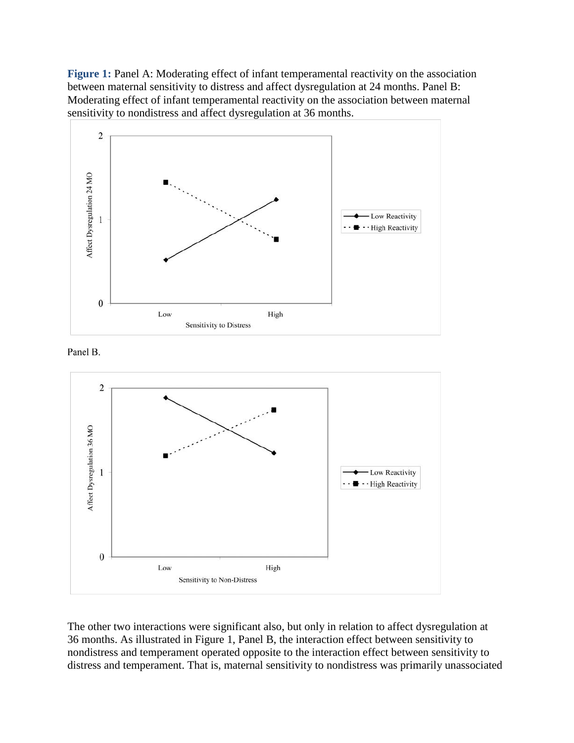**Figure 1:** Panel A: Moderating effect of infant temperamental reactivity on the association between maternal sensitivity to distress and affect dysregulation at 24 months. Panel B: Moderating effect of infant temperamental reactivity on the association between maternal sensitivity to nondistress and affect dysregulation at 36 months.

Panel B.

The other two interactions were significant also, but only in relation to affect dysregulation at 36 months. As illustrated in Figure 1, Panel B, the interaction effect between sensitivity to nondistress and temperament operated opposite to the interaction effect between sensitivity to distress and temperament. That is, maternal sensitivity to nondistress was primarily unassociated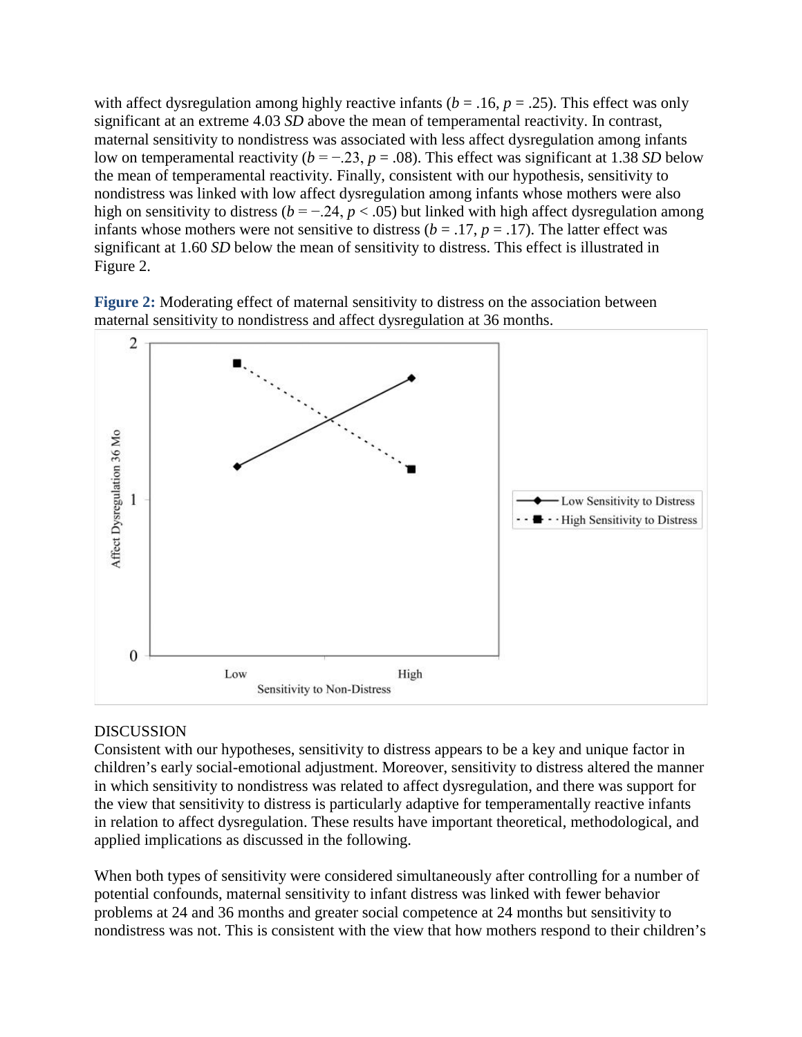with affect dysregulation among highly reactive infants ($b = .16$, $p = .25$). This effect was only significant at an extreme 4.03 *SD* above the mean of temperamental reactivity. In contrast, maternal sensitivity to nondistress was associated with less affect dysregulation among infants low on temperamental reactivity ($b = -.23$, $p = .08$). This effect was significant at 1.38 *SD* below the mean of temperamental reactivity. Finally, consistent with our hypothesis, sensitivity to nondistress was linked with low affect dysregulation among infants whose mothers were also high on sensitivity to distress ($b = -.24$, $p < .05$) but linked with high affect dysregulation among infants whose mothers were not sensitive to distress ($b = .17$, $p = .17$). The latter effect was significant at 1.60 *SD* below the mean of sensitivity to distress. This effect is illustrated in Figure 2.

**Figure 2:** Moderating effect of maternal sensitivity to distress on the association between maternal sensitivity to nondistress and affect dysregulation at 36 months.

## DISCUSSION

Consistent with our hypotheses, sensitivity to distress appears to be a key and unique factor in children's early social-emotional adjustment. Moreover, sensitivity to distress altered the manner in which sensitivity to nondistress was related to affect dysregulation, and there was support for the view that sensitivity to distress is particularly adaptive for temperamentally reactive infants in relation to affect dysregulation. These results have important theoretical, methodological, and applied implications as discussed in the following.

When both types of sensitivity were considered simultaneously after controlling for a number of potential confounds, maternal sensitivity to infant distress was linked with fewer behavior problems at 24 and 36 months and greater social competence at 24 months but sensitivity to nondistress was not. This is consistent with the view that how mothers respond to their children's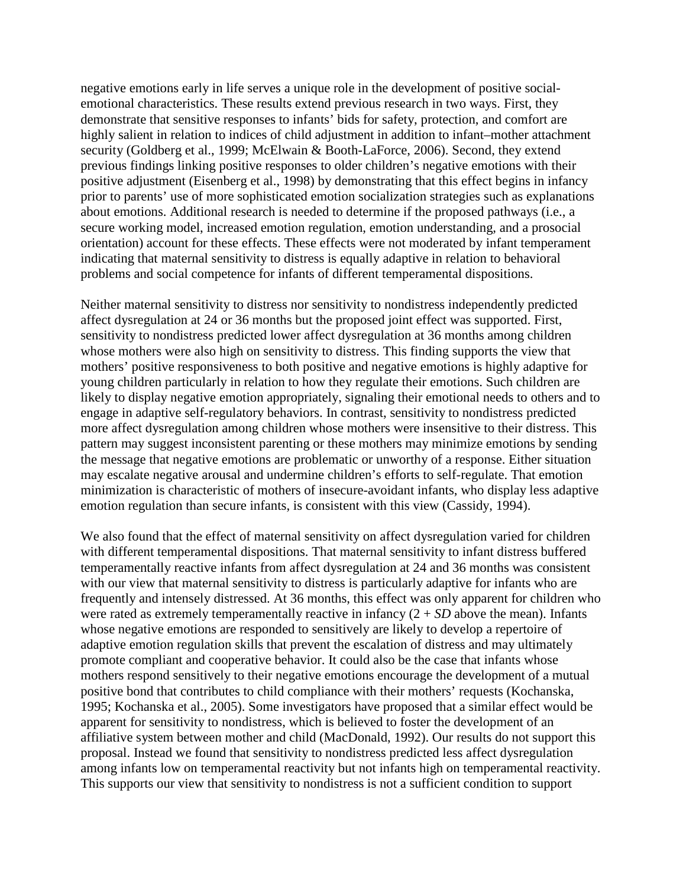negative emotions early in life serves a unique role in the development of positive social-emotional characteristics. These results extend previous research in two ways. First, they demonstrate that sensitive responses to infants' bids for safety, protection, and comfort are highly salient in relation to indices of child adjustment in addition to infant–mother attachment security (Goldberg et al., 1999; McElwain & Booth-LaForce, 2006). Second, they extend previous findings linking positive responses to older children's negative emotions with their positive adjustment (Eisenberg et al., 1998) by demonstrating that this effect begins in infancy prior to parents' use of more sophisticated emotion socialization strategies such as explanations about emotions. Additional research is needed to determine if the proposed pathways (i.e., a secure working model, increased emotion regulation, emotion understanding, and a prosocial orientation) account for these effects. These effects were not moderated by infant temperament indicating that maternal sensitivity to distress is equally adaptive in relation to behavioral problems and social competence for infants of different temperamental dispositions.

Neither maternal sensitivity to distress nor sensitivity to nondistress independently predicted affect dysregulation at 24 or 36 months but the proposed joint effect was supported. First, sensitivity to nondistress predicted lower affect dysregulation at 36 months among children whose mothers were also high on sensitivity to distress. This finding supports the view that mothers' positive responsiveness to both positive and negative emotions is highly adaptive for young children particularly in relation to how they regulate their emotions. Such children are likely to display negative emotion appropriately, signaling their emotional needs to others and to engage in adaptive self-regulatory behaviors. In contrast, sensitivity to nondistress predicted more affect dysregulation among children whose mothers were insensitive to their distress. This pattern may suggest inconsistent parenting or these mothers may minimize emotions by sending the message that negative emotions are problematic or unworthy of a response. Either situation may escalate negative arousal and undermine children's efforts to self-regulate. That emotion minimization is characteristic of mothers of insecure-avoidant infants, who display less adaptive emotion regulation than secure infants, is consistent with this view (Cassidy, 1994).

We also found that the effect of maternal sensitivity on affect dysregulation varied for children with different temperamental dispositions. That maternal sensitivity to infant distress buffered temperamentally reactive infants from affect dysregulation at 24 and 36 months was consistent with our view that maternal sensitivity to distress is particularly adaptive for infants who are frequently and intensely distressed. At 36 months, this effect was only apparent for children who were rated as extremely temperamentally reactive in infancy (2 + *SD* above the mean). Infants whose negative emotions are responded to sensitively are likely to develop a repertoire of adaptive emotion regulation skills that prevent the escalation of distress and may ultimately promote compliant and cooperative behavior. It could also be the case that infants whose mothers respond sensitively to their negative emotions encourage the development of a mutual positive bond that contributes to child compliance with their mothers' requests (Kochanska, 1995; Kochanska et al., 2005). Some investigators have proposed that a similar effect would be apparent for sensitivity to nondistress, which is believed to foster the development of an affiliative system between mother and child (MacDonald, 1992). Our results do not support this proposal. Instead we found that sensitivity to nondistress predicted less affect dysregulation among infants low on temperamental reactivity but not infants high on temperamental reactivity. This supports our view that sensitivity to nondistress is not a sufficient condition to support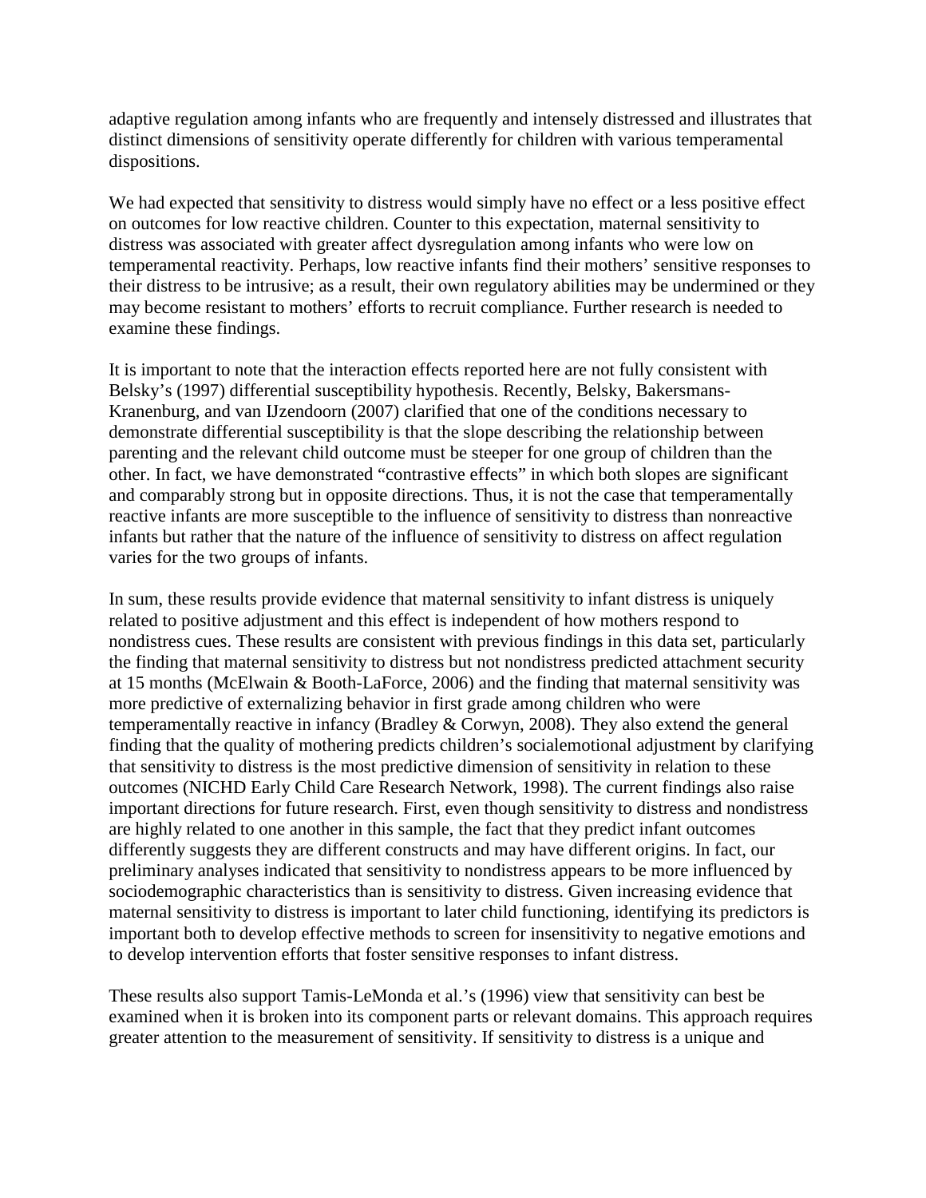adaptive regulation among infants who are frequently and intensely distressed and illustrates that distinct dimensions of sensitivity operate differently for children with various temperamental dispositions.

We had expected that sensitivity to distress would simply have no effect or a less positive effect on outcomes for low reactive children. Counter to this expectation, maternal sensitivity to distress was associated with greater affect dysregulation among infants who were low on temperamental reactivity. Perhaps, low reactive infants find their mothers' sensitive responses to their distress to be intrusive; as a result, their own regulatory abilities may be undermined or they may become resistant to mothers' efforts to recruit compliance. Further research is needed to examine these findings.

It is important to note that the interaction effects reported here are not fully consistent with Belsky's (1997) differential susceptibility hypothesis. Recently, Belsky, Bakersmans-Kranenburg, and van IJzendoorn (2007) clarified that one of the conditions necessary to demonstrate differential susceptibility is that the slope describing the relationship between parenting and the relevant child outcome must be steeper for one group of children than the other. In fact, we have demonstrated "contrastive effects" in which both slopes are significant and comparably strong but in opposite directions. Thus, it is not the case that temperamentally reactive infants are more susceptible to the influence of sensitivity to distress than nonreactive infants but rather that the nature of the influence of sensitivity to distress on affect regulation varies for the two groups of infants.

In sum, these results provide evidence that maternal sensitivity to infant distress is uniquely related to positive adjustment and this effect is independent of how mothers respond to nondistress cues. These results are consistent with previous findings in this data set, particularly the finding that maternal sensitivity to distress but not nondistress predicted attachment security at 15 months (McElwain & Booth-LaForce, 2006) and the finding that maternal sensitivity was more predictive of externalizing behavior in first grade among children who were temperamentally reactive in infancy (Bradley & Corwyn, 2008). They also extend the general finding that the quality of mothering predicts children's socialemotional adjustment by clarifying that sensitivity to distress is the most predictive dimension of sensitivity in relation to these outcomes (NICHD Early Child Care Research Network, 1998). The current findings also raise important directions for future research. First, even though sensitivity to distress and nondistress are highly related to one another in this sample, the fact that they predict infant outcomes differently suggests they are different constructs and may have different origins. In fact, our preliminary analyses indicated that sensitivity to nondistress appears to be more influenced by sociodemographic characteristics than is sensitivity to distress. Given increasing evidence that maternal sensitivity to distress is important to later child functioning, identifying its predictors is important both to develop effective methods to screen for insensitivity to negative emotions and to develop intervention efforts that foster sensitive responses to infant distress.

These results also support Tamis-LeMonda et al.'s (1996) view that sensitivity can best be examined when it is broken into its component parts or relevant domains. This approach requires greater attention to the measurement of sensitivity. If sensitivity to distress is a unique and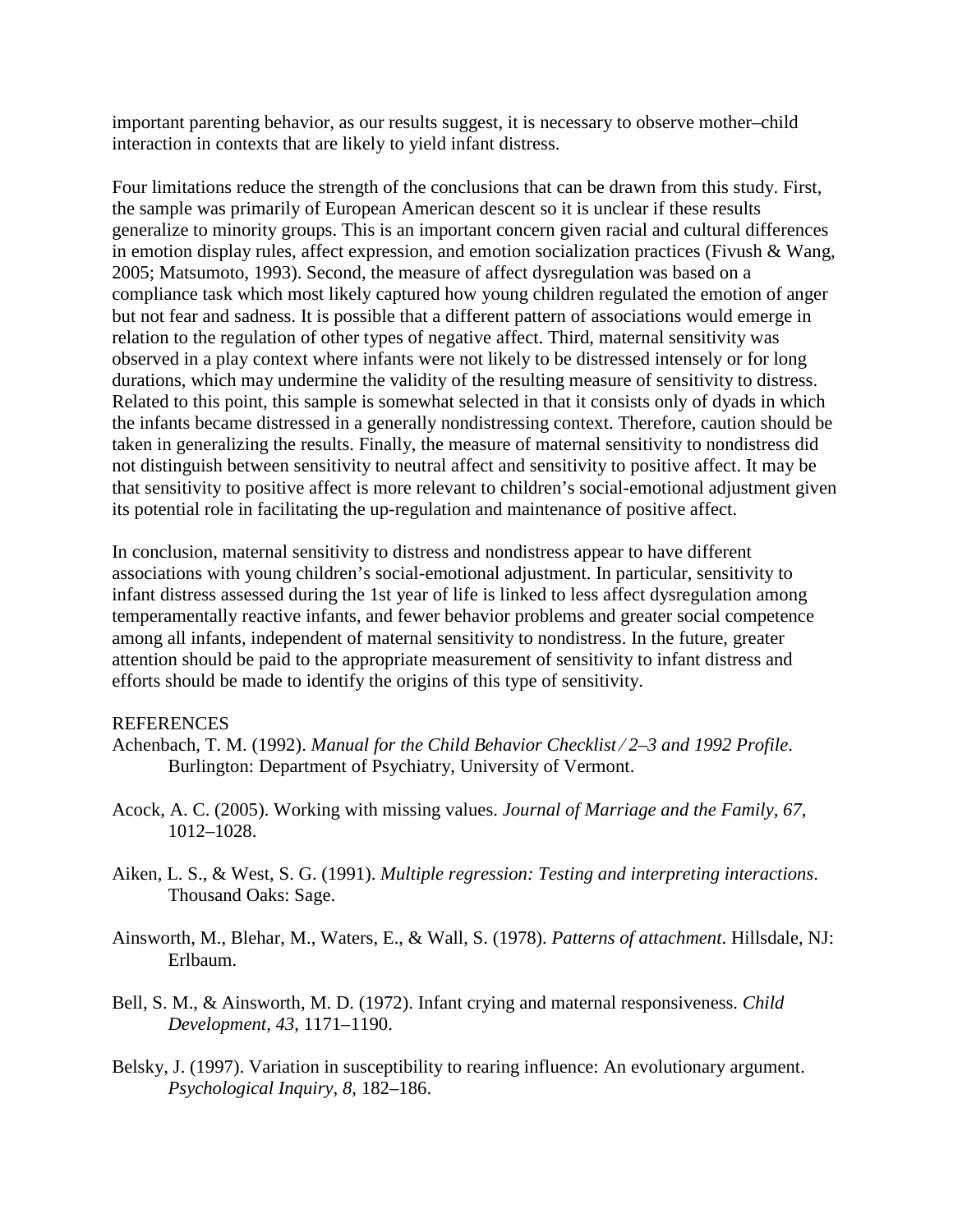important parenting behavior, as our results suggest, it is necessary to observe mother–child interaction in contexts that are likely to yield infant distress.

Four limitations reduce the strength of the conclusions that can be drawn from this study. First, the sample was primarily of European American descent so it is unclear if these results generalize to minority groups. This is an important concern given racial and cultural differences in emotion display rules, affect expression, and emotion socialization practices (Fivush & Wang, 2005; Matsumoto, 1993). Second, the measure of affect dysregulation was based on a compliance task which most likely captured how young children regulated the emotion of anger but not fear and sadness. It is possible that a different pattern of associations would emerge in relation to the regulation of other types of negative affect. Third, maternal sensitivity was observed in a play context where infants were not likely to be distressed intensely or for long durations, which may undermine the validity of the resulting measure of sensitivity to distress. Related to this point, this sample is somewhat selected in that it consists only of dyads in which the infants became distressed in a generally nondistressing context. Therefore, caution should be taken in generalizing the results. Finally, the measure of maternal sensitivity to nondistress did not distinguish between sensitivity to neutral affect and sensitivity to positive affect. It may be that sensitivity to positive affect is more relevant to children's social-emotional adjustment given its potential role in facilitating the up-regulation and maintenance of positive affect.

In conclusion, maternal sensitivity to distress and nondistress appear to have different associations with young children's social-emotional adjustment. In particular, sensitivity to infant distress assessed during the 1st year of life is linked to less affect dysregulation among temperamentally reactive infants, and fewer behavior problems and greater social competence among all infants, independent of maternal sensitivity to nondistress. In the future, greater attention should be paid to the appropriate measurement of sensitivity to infant distress and efforts should be made to identify the origins of this type of sensitivity.

## REFERENCES

Achenbach, T. M. (1992). *Manual for the Child Behavior Checklist / 2–3 and 1992 Profile*. Burlington: Department of Psychiatry, University of Vermont.

Acock, A. C. (2005). Working with missing values. *Journal of Marriage and the Family, 67*, 1012–1028.

Aiken, L. S., & West, S. G. (1991). *Multiple regression: Testing and interpreting interactions*. Thousand Oaks: Sage.

Ainsworth, M., Blehar, M., Waters, E., & Wall, S. (1978). *Patterns of attachment*. Hillsdale, NJ: Erlbaum.

Bell, S. M., & Ainsworth, M. D. (1972). Infant crying and maternal responsiveness. *Child Development, 43*, 1171–1190.

Belsky, J. (1997). Variation in susceptibility to rearing influence: An evolutionary argument. *Psychological Inquiry, 8*, 182–186.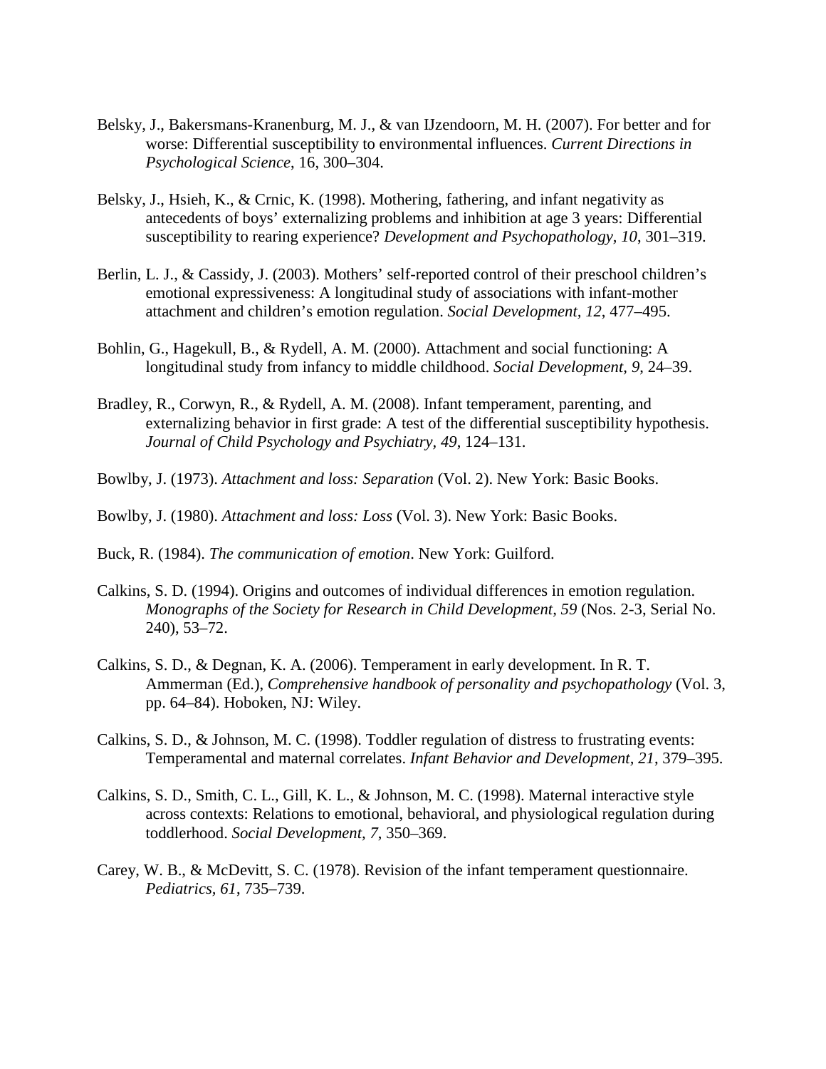Belsky, J., Bakersmans-Kranenburg, M. J., & van IJzendoorn, M. H. (2007). For better and for worse: Differential susceptibility to environmental influences. *Current Directions in Psychological Science*, 16, 300–304.

Belsky, J., Hsieh, K., & Crnic, K. (1998). Mothering, fathering, and infant negativity as antecedents of boys' externalizing problems and inhibition at age 3 years: Differential susceptibility to rearing experience? *Development and Psychopathology*, *10*, 301–319.

Berlin, L. J., & Cassidy, J. (2003). Mothers' self-reported control of their preschool children's emotional expressiveness: A longitudinal study of associations with infant-mother attachment and children's emotion regulation. *Social Development, 12*, 477–495.

Bohlin, G., Hagekull, B., & Rydell, A. M. (2000). Attachment and social functioning: A longitudinal study from infancy to middle childhood. *Social Development, 9*, 24–39.

Bradley, R., Corwyn, R., & Rydell, A. M. (2008). Infant temperament, parenting, and externalizing behavior in first grade: A test of the differential susceptibility hypothesis. *Journal of Child Psychology and Psychiatry*, *49*, 124–131.

Bowlby, J. (1973). *Attachment and loss: Separation* (Vol. 2). New York: Basic Books.

Bowlby, J. (1980). *Attachment and loss: Loss* (Vol. 3). New York: Basic Books.

Buck, R. (1984). *The communication of emotion*. New York: Guilford.

Calkins, S. D. (1994). Origins and outcomes of individual differences in emotion regulation. *Monographs of the Society for Research in Child Development, 59* (Nos. 2-3, Serial No. 240), 53–72.

Calkins, S. D., & Degnan, K. A. (2006). Temperament in early development. In R. T. Ammerman (Ed.), *Comprehensive handbook of personality and psychopathology* (Vol. 3, pp. 64–84). Hoboken, NJ: Wiley.

Calkins, S. D., & Johnson, M. C. (1998). Toddler regulation of distress to frustrating events: Temperamental and maternal correlates. *Infant Behavior and Development, 21*, 379–395.

Calkins, S. D., Smith, C. L., Gill, K. L., & Johnson, M. C. (1998). Maternal interactive style across contexts: Relations to emotional, behavioral, and physiological regulation during toddlerhood. *Social Development, 7*, 350–369.

Carey, W. B., & McDevitt, S. C. (1978). Revision of the infant temperament questionnaire. *Pediatrics*, *61*, 735–739.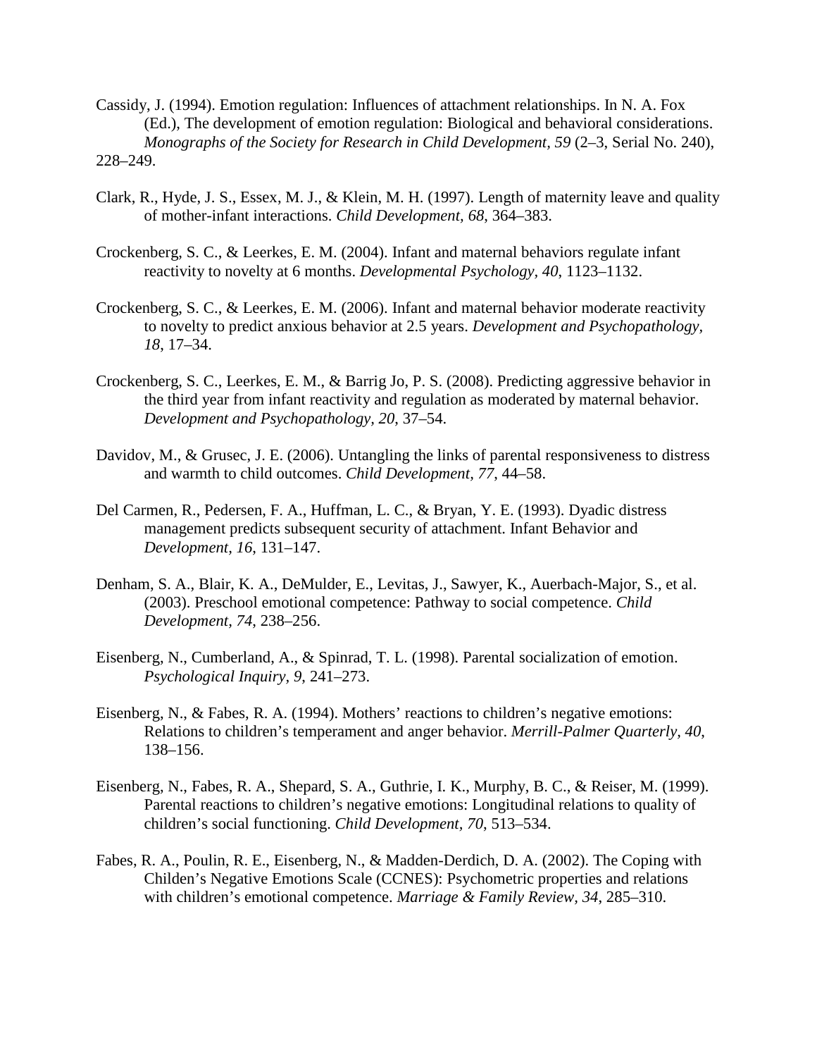Cassidy, J. (1994). Emotion regulation: Influences of attachment relationships. In N. A. Fox (Ed.), The development of emotion regulation: Biological and behavioral considerations. *Monographs of the Society for Research in Child Development, 59* (2–3, Serial No. 240), 228–249.

Clark, R., Hyde, J. S., Essex, M. J., & Klein, M. H. (1997). Length of maternity leave and quality of mother-infant interactions. *Child Development, 68*, 364–383.

Crockenberg, S. C., & Leerkes, E. M. (2004). Infant and maternal behaviors regulate infant reactivity to novelty at 6 months. *Developmental Psychology, 40*, 1123–1132.

Crockenberg, S. C., & Leerkes, E. M. (2006). Infant and maternal behavior moderate reactivity to novelty to predict anxious behavior at 2.5 years. *Development and Psychopathology, 18*, 17–34.

Crockenberg, S. C., Leerkes, E. M., & Barrig Jo, P. S. (2008). Predicting aggressive behavior in the third year from infant reactivity and regulation as moderated by maternal behavior. *Development and Psychopathology, 20*, 37–54.

Davidov, M., & Grusec, J. E. (2006). Untangling the links of parental responsiveness to distress and warmth to child outcomes. *Child Development, 77*, 44–58.

Del Carmen, R., Pedersen, F. A., Huffman, L. C., & Bryan, Y. E. (1993). Dyadic distress management predicts subsequent security of attachment. Infant Behavior and *Development, 16*, 131–147.

Denham, S. A., Blair, K. A., DeMulder, E., Levitas, J., Sawyer, K., Auerbach-Major, S., et al. (2003). Preschool emotional competence: Pathway to social competence. *Child Development, 74*, 238–256.

Eisenberg, N., Cumberland, A., & Spinrad, T. L. (1998). Parental socialization of emotion. *Psychological Inquiry, 9*, 241–273.

Eisenberg, N., & Fabes, R. A. (1994). Mothers' reactions to children's negative emotions: Relations to children's temperament and anger behavior. *Merrill-Palmer Quarterly, 40*, 138–156.

Eisenberg, N., Fabes, R. A., Shepard, S. A., Guthrie, I. K., Murphy, B. C., & Reiser, M. (1999). Parental reactions to children's negative emotions: Longitudinal relations to quality of children's social functioning. *Child Development, 70*, 513–534.

Fabes, R. A., Poulin, R. E., Eisenberg, N., & Madden-Derdich, D. A. (2002). The Coping with Childen's Negative Emotions Scale (CCNES): Psychometric properties and relations with children's emotional competence. *Marriage & Family Review, 34*, 285–310.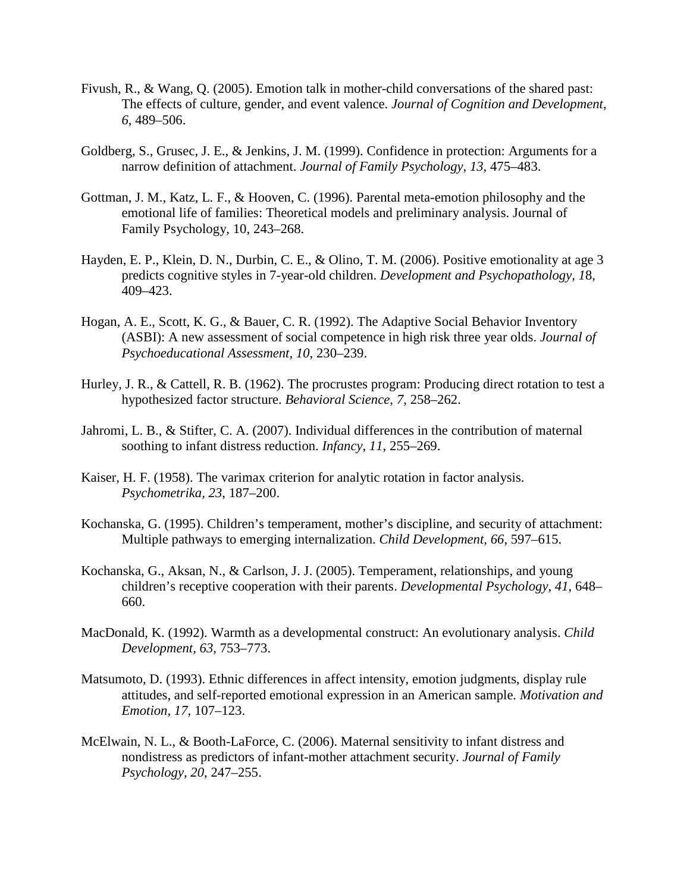Fivush, R., & Wang, Q. (2005). Emotion talk in mother-child conversations of the shared past: The effects of culture, gender, and event valence. *Journal of Cognition and Development, 6*, 489–506.

Goldberg, S., Grusec, J. E., & Jenkins, J. M. (1999). Confidence in protection: Arguments for a narrow definition of attachment. *Journal of Family Psychology, 13*, 475–483.

Gottman, J. M., Katz, L. F., & Hooven, C. (1996). Parental meta-emotion philosophy and the emotional life of families: Theoretical models and preliminary analysis. Journal of Family Psychology, 10, 243–268.

Hayden, E. P., Klein, D. N., Durbin, C. E., & Olino, T. M. (2006). Positive emotionality at age 3 predicts cognitive styles in 7-year-old children. *Development and Psychopathology, 1*8, 409–423.

Hogan, A. E., Scott, K. G., & Bauer, C. R. (1992). The Adaptive Social Behavior Inventory (ASBI): A new assessment of social competence in high risk three year olds. *Journal of Psychoeducational Assessment, 10*, 230–239.

Hurley, J. R., & Cattell, R. B. (1962). The procrustes program: Producing direct rotation to test a hypothesized factor structure. *Behavioral Science, 7*, 258–262.

Jahromi, L. B., & Stifter, C. A. (2007). Individual differences in the contribution of maternal soothing to infant distress reduction. *Infancy, 11*, 255–269.

Kaiser, H. F. (1958). The varimax criterion for analytic rotation in factor analysis. *Psychometrika, 23*, 187–200.

Kochanska, G. (1995). Children's temperament, mother's discipline, and security of attachment: Multiple pathways to emerging internalization. *Child Development, 66*, 597–615.

Kochanska, G., Aksan, N., & Carlson, J. J. (2005). Temperament, relationships, and young children's receptive cooperation with their parents. *Developmental Psychology, 41*, 648–660.

MacDonald, K. (1992). Warmth as a developmental construct: An evolutionary analysis. *Child Development, 63*, 753–773.

Matsumoto, D. (1993). Ethnic differences in affect intensity, emotion judgments, display rule attitudes, and self-reported emotional expression in an American sample. *Motivation and Emotion, 17*, 107–123.

McElwain, N. L., & Booth-LaForce, C. (2006). Maternal sensitivity to infant distress and nondistress as predictors of infant-mother attachment security. *Journal of Family Psychology, 20*, 247–255.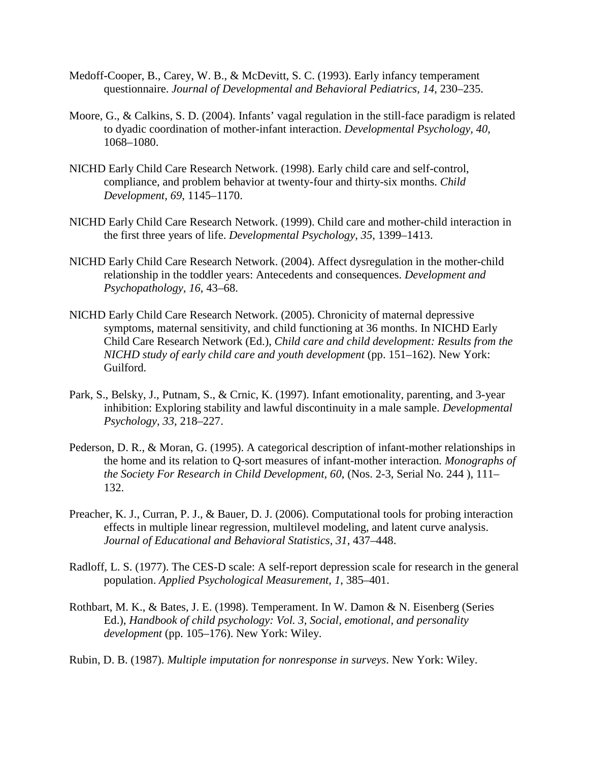Medoff-Cooper, B., Carey, W. B., & McDevitt, S. C. (1993). Early infancy temperament questionnaire. *Journal of Developmental and Behavioral Pediatrics, 14*, 230–235.

Moore, G., & Calkins, S. D. (2004). Infants' vagal regulation in the still-face paradigm is related to dyadic coordination of mother-infant interaction. *Developmental Psychology, 40*, 1068–1080.

NICHD Early Child Care Research Network. (1998). Early child care and self-control, compliance, and problem behavior at twenty-four and thirty-six months. *Child Development, 69*, 1145–1170.

NICHD Early Child Care Research Network. (1999). Child care and mother-child interaction in the first three years of life. *Developmental Psychology, 35*, 1399–1413.

NICHD Early Child Care Research Network. (2004). Affect dysregulation in the mother-child relationship in the toddler years: Antecedents and consequences. *Development and Psychopathology, 16*, 43–68.

NICHD Early Child Care Research Network. (2005). Chronicity of maternal depressive symptoms, maternal sensitivity, and child functioning at 36 months. In NICHD Early Child Care Research Network (Ed.), *Child care and child development: Results from the NICHD study of early child care and youth development* (pp. 151–162). New York: Guilford.

Park, S., Belsky, J., Putnam, S., & Crnic, K. (1997). Infant emotionality, parenting, and 3-year inhibition: Exploring stability and lawful discontinuity in a male sample. *Developmental Psychology, 33*, 218–227.

Pederson, D. R., & Moran, G. (1995). A categorical description of infant-mother relationships in the home and its relation to Q-sort measures of infant-mother interaction. *Monographs of the Society For Research in Child Development, 60*, (Nos. 2-3, Serial No. 244 ), 111–132.

Preacher, K. J., Curran, P. J., & Bauer, D. J. (2006). Computational tools for probing interaction effects in multiple linear regression, multilevel modeling, and latent curve analysis. *Journal of Educational and Behavioral Statistics, 31*, 437–448.

Radloff, L. S. (1977). The CES-D scale: A self-report depression scale for research in the general population. *Applied Psychological Measurement, 1*, 385–401.

Rothbart, M. K., & Bates, J. E. (1998). Temperament. In W. Damon & N. Eisenberg (Series Ed.), *Handbook of child psychology: Vol. 3, Social, emotional, and personality development* (pp. 105–176). New York: Wiley.

Rubin, D. B. (1987). *Multiple imputation for nonresponse in surveys*. New York: Wiley.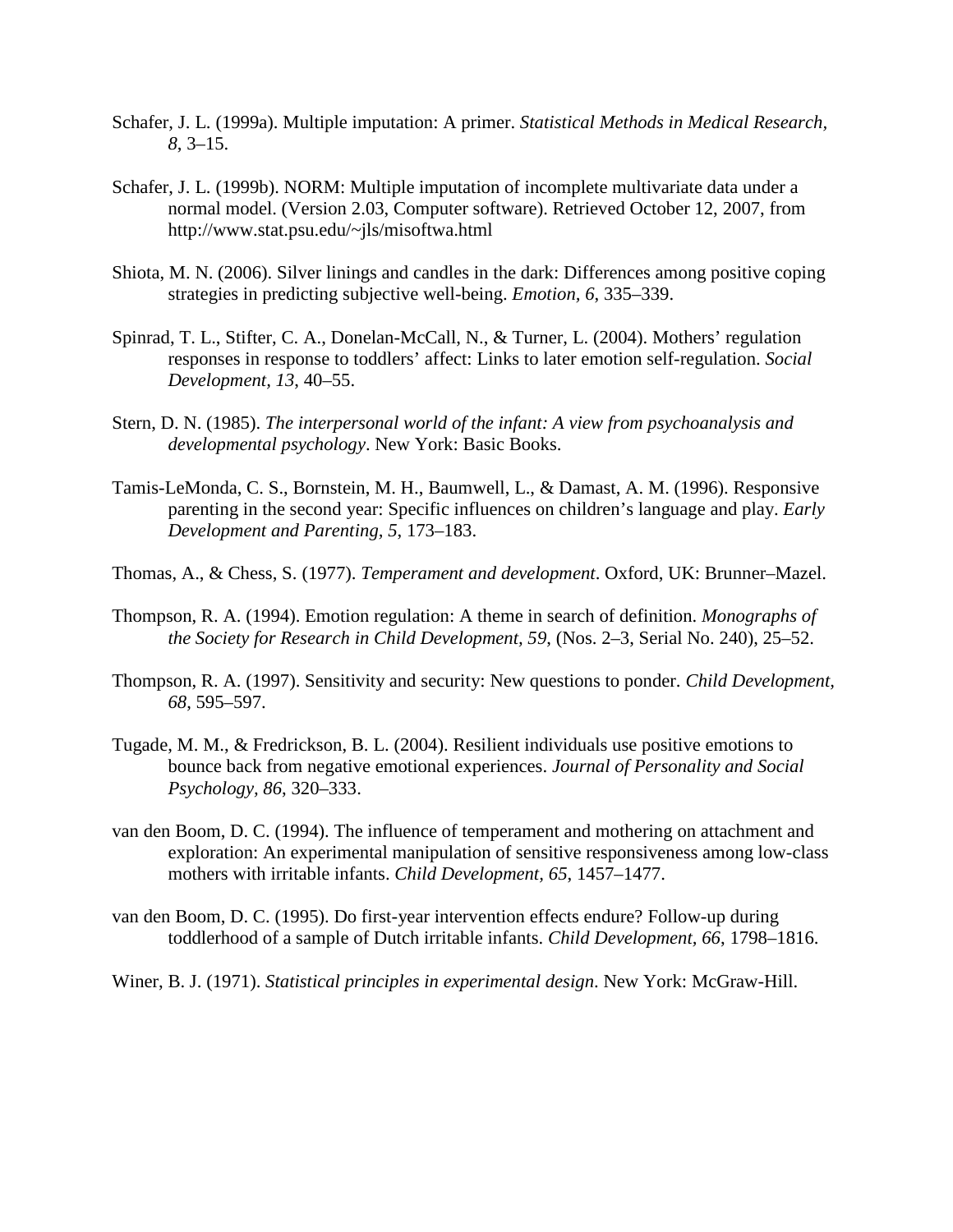Schafer, J. L. (1999a). Multiple imputation: A primer. *Statistical Methods in Medical Research, 8*, 3–15.

Schafer, J. L. (1999b). NORM: Multiple imputation of incomplete multivariate data under a normal model. (Version 2.03, Computer software). Retrieved October 12, 2007, from http://www.stat.psu.edu/~jls/misoftwa.html

Shiota, M. N. (2006). Silver linings and candles in the dark: Differences among positive coping strategies in predicting subjective well-being. *Emotion, 6*, 335–339.

Spinrad, T. L., Stifter, C. A., Donelan-McCall, N., & Turner, L. (2004). Mothers' regulation responses in response to toddlers' affect: Links to later emotion self-regulation. *Social Development, 13*, 40–55.

Stern, D. N. (1985). *The interpersonal world of the infant: A view from psychoanalysis and developmental psychology*. New York: Basic Books.

Tamis-LeMonda, C. S., Bornstein, M. H., Baumwell, L., & Damast, A. M. (1996). Responsive parenting in the second year: Specific influences on children's language and play. *Early Development and Parenting, 5*, 173–183.

Thomas, A., & Chess, S. (1977). *Temperament and development*. Oxford, UK: Brunner–Mazel.

Thompson, R. A. (1994). Emotion regulation: A theme in search of definition. *Monographs of the Society for Research in Child Development, 59,* (Nos. 2–3, Serial No. 240), 25–52.

Thompson, R. A. (1997). Sensitivity and security: New questions to ponder. *Child Development, 68*, 595–597.

Tugade, M. M., & Fredrickson, B. L. (2004). Resilient individuals use positive emotions to bounce back from negative emotional experiences. *Journal of Personality and Social Psychology, 86*, 320–333.

van den Boom, D. C. (1994). The influence of temperament and mothering on attachment and exploration: An experimental manipulation of sensitive responsiveness among low-class mothers with irritable infants. *Child Development, 65*, 1457–1477.

van den Boom, D. C. (1995). Do first-year intervention effects endure? Follow-up during toddlerhood of a sample of Dutch irritable infants. *Child Development, 66*, 1798–1816.

Winer, B. J. (1971). *Statistical principles in experimental design*. New York: McGraw-Hill.